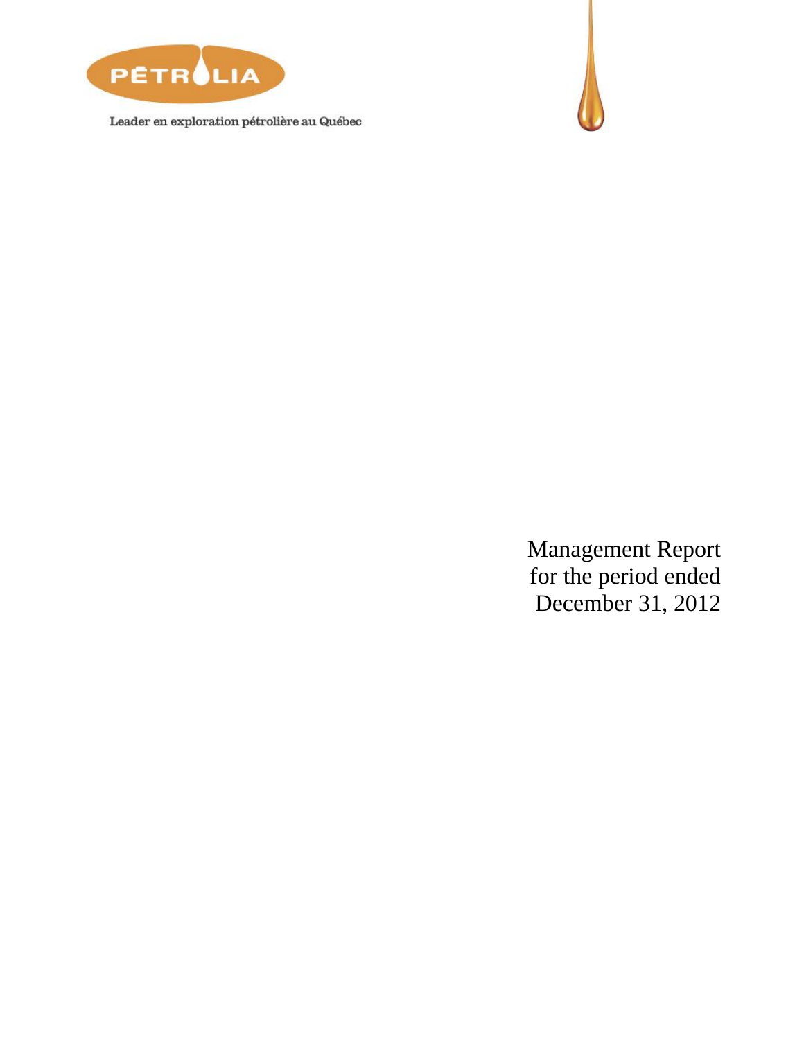PÉTROLIA

Leader en exploration pétrolière au Québec

# Management Report for the period ended December 31, 2012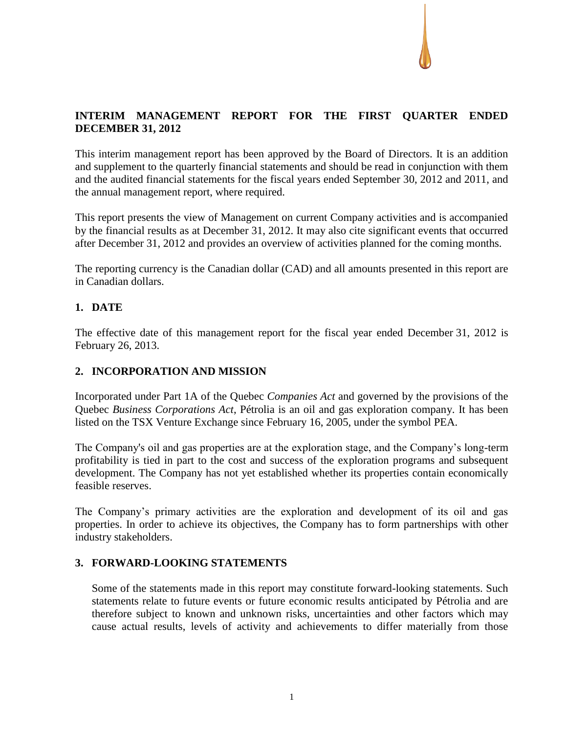## INTERIM MANAGEMENT REPORT FOR THE FIRST QUARTER ENDED DECEMBER 31, 2012

This interim management report has been approved by the Board of Directors. It is an addition and supplement to the quarterly financial statements and should be read in conjunction with them and the audited financial statements for the fiscal years ended September 30, 2012 and 2011, and the annual management report, where required.

This report presents the view of Management on current Company activities and is accompanied by the financial results as at December 31, 2012. It may also cite significant events that occurred after December 31, 2012 and provides an overview of activities planned for the coming months.

The reporting currency is the Canadian dollar (CAD) and all amounts presented in this report are in Canadian dollars.

### 1. DATE

The effective date of this management report for the fiscal year ended December 31, 2012 is February 26, 2013.

### 2. INCORPORATION AND MISSION

Incorporated under Part 1A of the Quebec *Companies Act* and governed by the provisions of the Quebec *Business Corporations Act*, Pétrolia is an oil and gas exploration company. It has been listed on the TSX Venture Exchange since February 16, 2005, under the symbol PEA.

The Company's oil and gas properties are at the exploration stage, and the Company's long-term profitability is tied in part to the cost and success of the exploration programs and subsequent development. The Company has not yet established whether its properties contain economically feasible reserves.

The Company's primary activities are the exploration and development of its oil and gas properties. In order to achieve its objectives, the Company has to form partnerships with other industry stakeholders.

### 3. FORWARD-LOOKING STATEMENTS

Some of the statements made in this report may constitute forward-looking statements. Such statements relate to future events or future economic results anticipated by Pétrolia and are therefore subject to known and unknown risks, uncertainties and other factors which may cause actual results, levels of activity and achievements to differ materially from those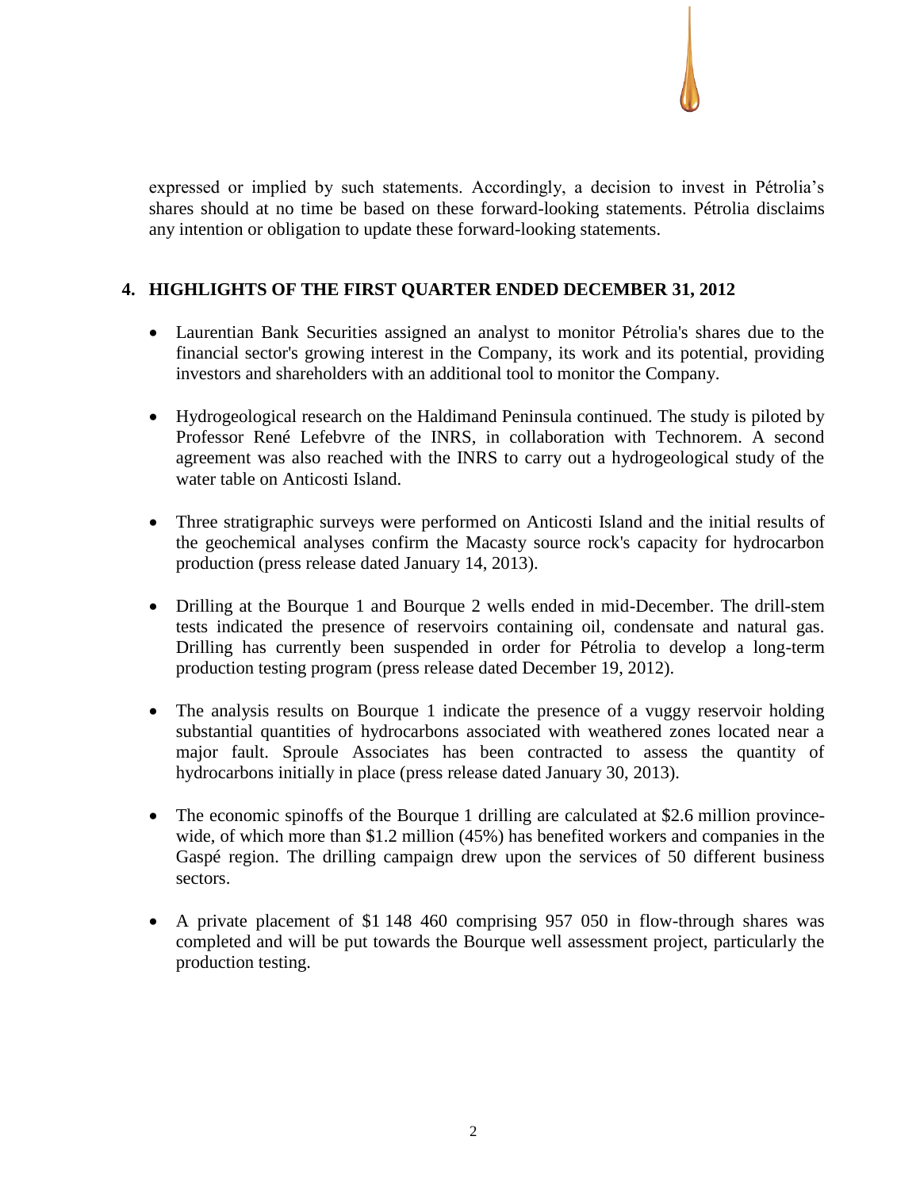expressed or implied by such statements. Accordingly, a decision to invest in Pétrolia's shares should at no time be based on these forward-looking statements. Pétrolia disclaims any intention or obligation to update these forward-looking statements.

## 4. HIGHLIGHTS OF THE FIRST QUARTER ENDED DECEMBER 31, 2012

- Laurentian Bank Securities assigned an analyst to monitor Pétrolia's shares due to the financial sector's growing interest in the Company, its work and its potential, providing investors and shareholders with an additional tool to monitor the Company.

- Hydrogeological research on the Haldimand Peninsula continued. The study is piloted by Professor René Lefebvre of the INRS, in collaboration with Technorem. A second agreement was also reached with the INRS to carry out a hydrogeological study of the water table on Anticosti Island.

- Three stratigraphic surveys were performed on Anticosti Island and the initial results of the geochemical analyses confirm the Macasty source rock's capacity for hydrocarbon production (press release dated January 14, 2013).

- Drilling at the Bourque 1 and Bourque 2 wells ended in mid-December. The drill-stem tests indicated the presence of reservoirs containing oil, condensate and natural gas. Drilling has currently been suspended in order for Pétrolia to develop a long-term production testing program (press release dated December 19, 2012).

- The analysis results on Bourque 1 indicate the presence of a vuggy reservoir holding substantial quantities of hydrocarbons associated with weathered zones located near a major fault. Sproule Associates has been contracted to assess the quantity of hydrocarbons initially in place (press release dated January 30, 2013).

- The economic spinoffs of the Bourque 1 drilling are calculated at $2.6 million province-wide, of which more than $1.2 million (45%) has benefited workers and companies in the Gaspé region. The drilling campaign drew upon the services of 50 different business sectors.

- A private placement of $1 148 460 comprising 957 050 in flow-through shares was completed and will be put towards the Bourque well assessment project, particularly the production testing.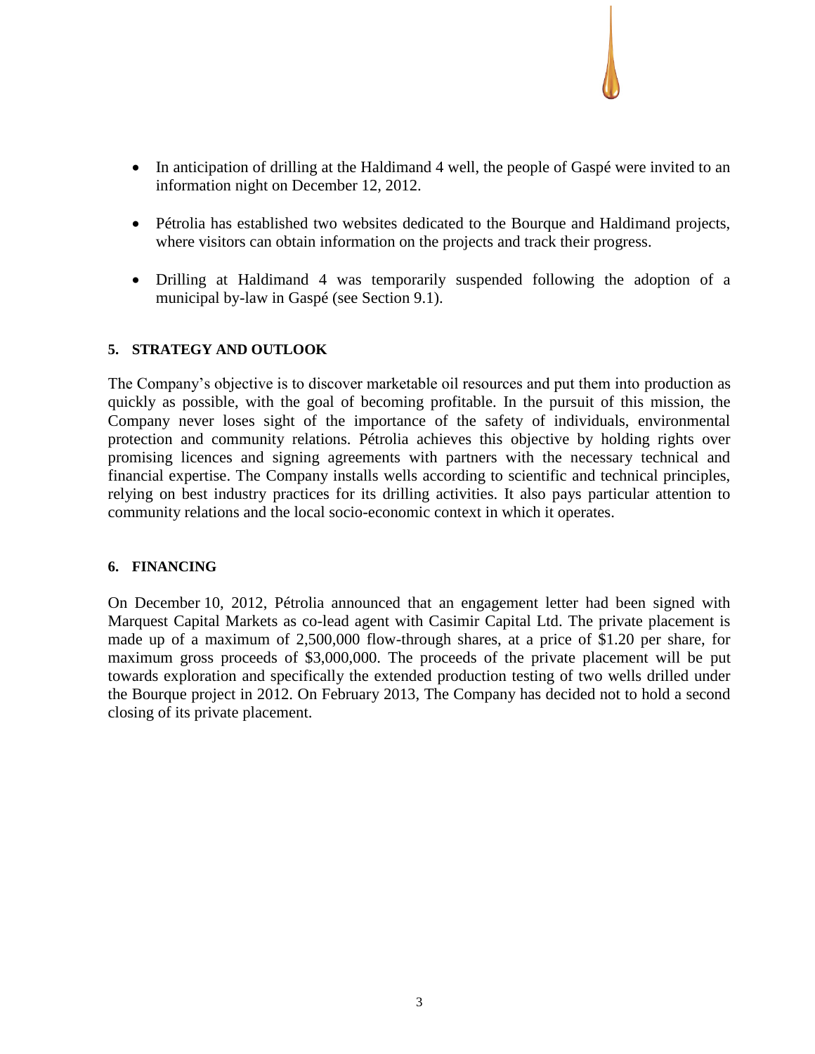- In anticipation of drilling at the Haldimand 4 well, the people of Gaspé were invited to an information night on December 12, 2012.
- Pétrolia has established two websites dedicated to the Bourque and Haldimand projects, where visitors can obtain information on the projects and track their progress.
- Drilling at Haldimand 4 was temporarily suspended following the adoption of a municipal by-law in Gaspé (see Section 9.1).

## 5. STRATEGY AND OUTLOOK

The Company's objective is to discover marketable oil resources and put them into production as quickly as possible, with the goal of becoming profitable. In the pursuit of this mission, the Company never loses sight of the importance of the safety of individuals, environmental protection and community relations. Pétrolia achieves this objective by holding rights over promising licences and signing agreements with partners with the necessary technical and financial expertise. The Company installs wells according to scientific and technical principles, relying on best industry practices for its drilling activities. It also pays particular attention to community relations and the local socio-economic context in which it operates.

## 6. FINANCING

On December 10, 2012, Pétrolia announced that an engagement letter had been signed with Marquest Capital Markets as co-lead agent with Casimir Capital Ltd. The private placement is made up of a maximum of 2,500,000 flow-through shares, at a price of $1.20 per share, for maximum gross proceeds of $3,000,000. The proceeds of the private placement will be put towards exploration and specifically the extended production testing of two wells drilled under the Bourque project in 2012. On February 2013, The Company has decided not to hold a second closing of its private placement.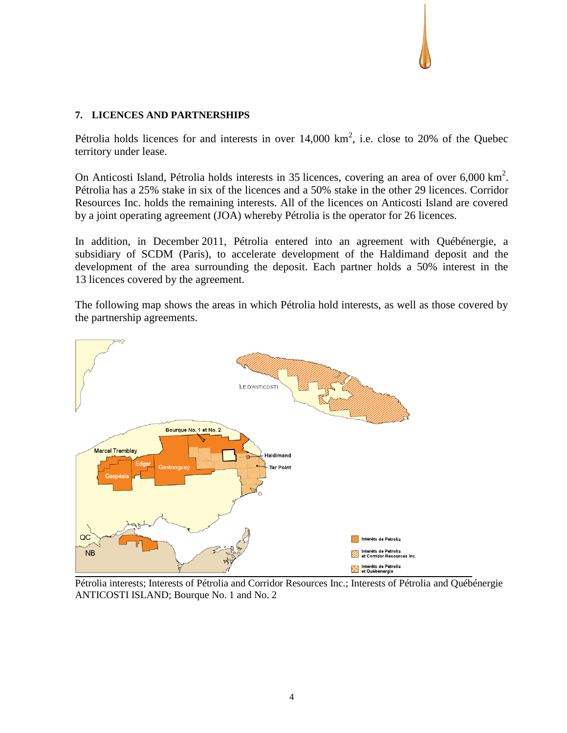## 7. LICENCES AND PARTNERSHIPS

Pétrolia holds licences for and interests in over 14,000 km$^2$, i.e. close to 20% of the Quebec territory under lease.

On Anticosti Island, Pétrolia holds interests in 35 licences, covering an area of over 6,000 km$^2$. Pétrolia has a 25% stake in six of the licences and a 50% stake in the other 29 licences. Corridor Resources Inc. holds the remaining interests. All of the licences on Anticosti Island are covered by a joint operating agreement (JOA) whereby Pétrolia is the operator for 26 licences.

In addition, in December 2011, Pétrolia entered into an agreement with Québénergie, a subsidiary of SCDM (Paris), to accelerate development of the Haldimand deposit and the development of the area surrounding the deposit. Each partner holds a 50% interest in the 13 licences covered by the agreement.

The following map shows the areas in which Pétrolia hold interests, as well as those covered by the partnership agreements.

Pétrolia interests; Interests of Pétrolia and Corridor Resources Inc.; Interests of Pétrolia and Québénergie
ANTICOSTI ISLAND; Bourque No. 1 and No. 2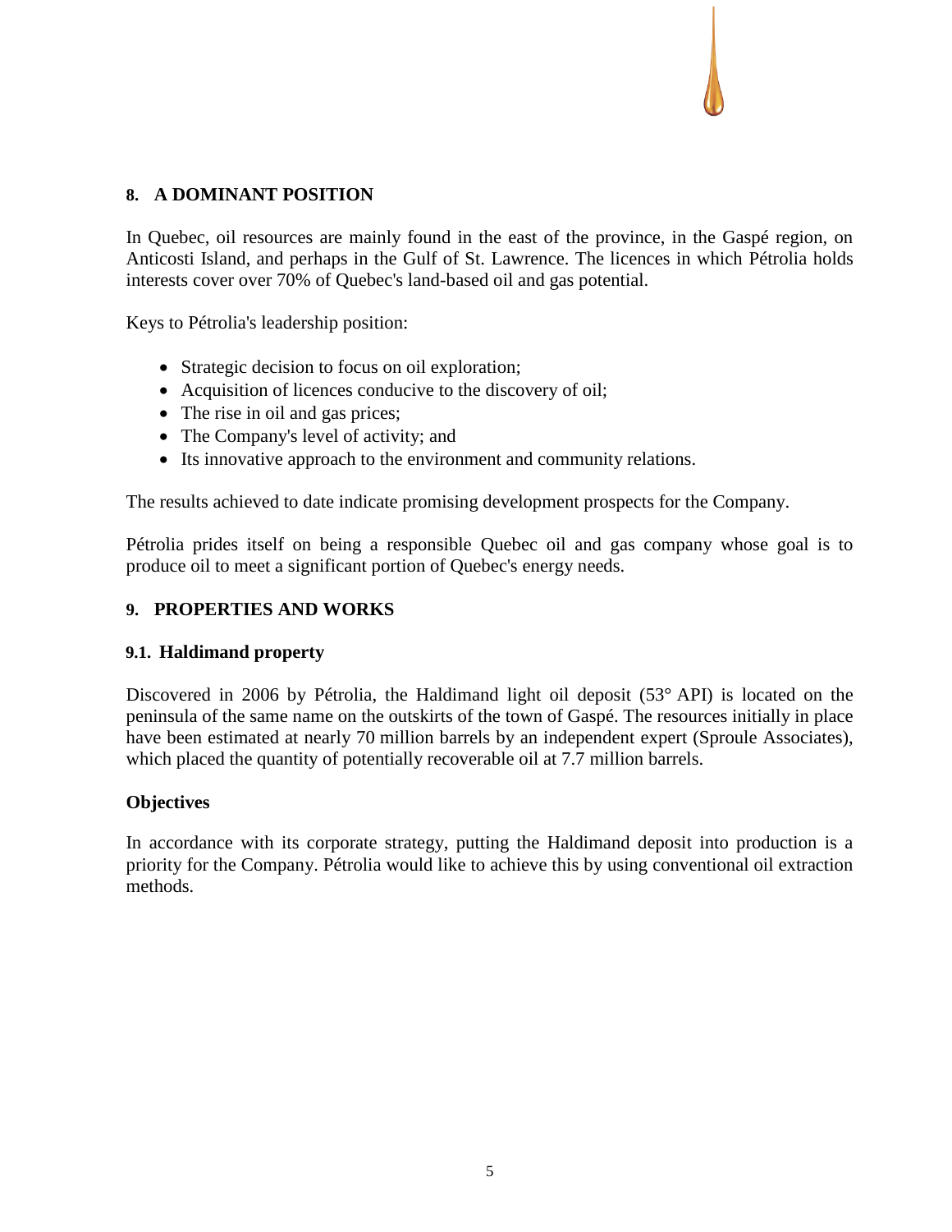## 8. A DOMINANT POSITION

In Quebec, oil resources are mainly found in the east of the province, in the Gaspé region, on Anticosti Island, and perhaps in the Gulf of St. Lawrence. The licences in which Pétrolia holds interests cover over 70% of Quebec's land-based oil and gas potential.

Keys to Pétrolia's leadership position:

- Strategic decision to focus on oil exploration;
- Acquisition of licences conducive to the discovery of oil;
- The rise in oil and gas prices;
- The Company's level of activity; and
- Its innovative approach to the environment and community relations.

The results achieved to date indicate promising development prospects for the Company.

Pétrolia prides itself on being a responsible Quebec oil and gas company whose goal is to produce oil to meet a significant portion of Quebec's energy needs.

## 9. PROPERTIES AND WORKS

### 9.1. Haldimand property

Discovered in 2006 by Pétrolia, the Haldimand light oil deposit (53° API) is located on the peninsula of the same name on the outskirts of the town of Gaspé. The resources initially in place have been estimated at nearly 70 million barrels by an independent expert (Sproule Associates), which placed the quantity of potentially recoverable oil at 7.7 million barrels.

**Objectives**

In accordance with its corporate strategy, putting the Haldimand deposit into production is a priority for the Company. Pétrolia would like to achieve this by using conventional oil extraction methods.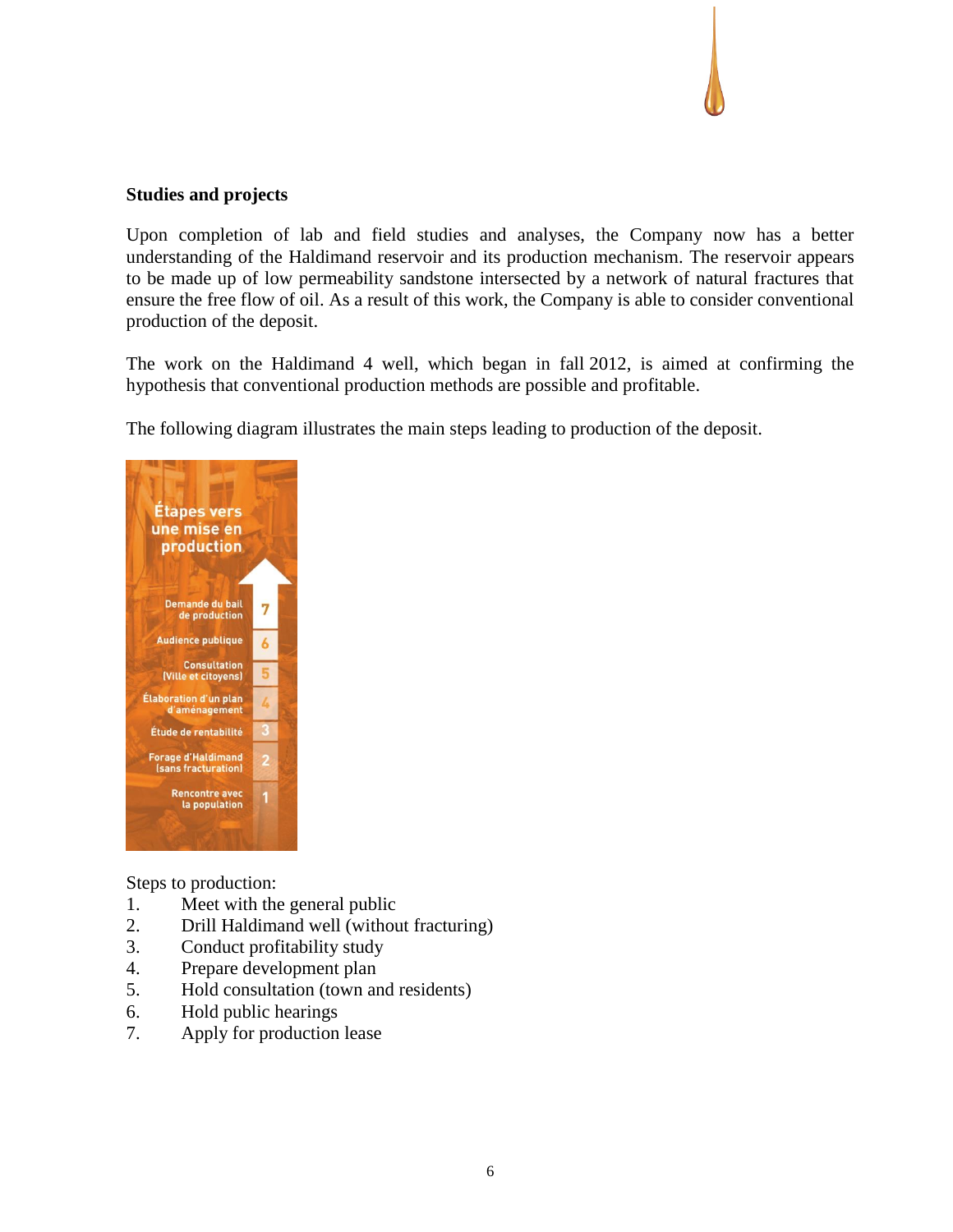**Studies and projects**

Upon completion of lab and field studies and analyses, the Company now has a better understanding of the Haldimand reservoir and its production mechanism. The reservoir appears to be made up of low permeability sandstone intersected by a network of natural fractures that ensure the free flow of oil. As a result of this work, the Company is able to consider conventional production of the deposit.

The work on the Haldimand 4 well, which began in fall 2012, is aimed at confirming the hypothesis that conventional production methods are possible and profitable.

The following diagram illustrates the main steps leading to production of the deposit.

Étapes vers une mise en production

7. Demande du bail de production
6. Audience publique
5. Consultation (Ville et citoyens)
4. Élaboration d'un plan d'aménagement
3. Étude de rentabilité
2. Forage d'Haldimand (sans fracturation)
1. Rencontre avec la population

Steps to production:

1. Meet with the general public
2. Drill Haldimand well (without fracturing)
3. Conduct profitability study
4. Prepare development plan
5. Hold consultation (town and residents)
6. Hold public hearings
7. Apply for production lease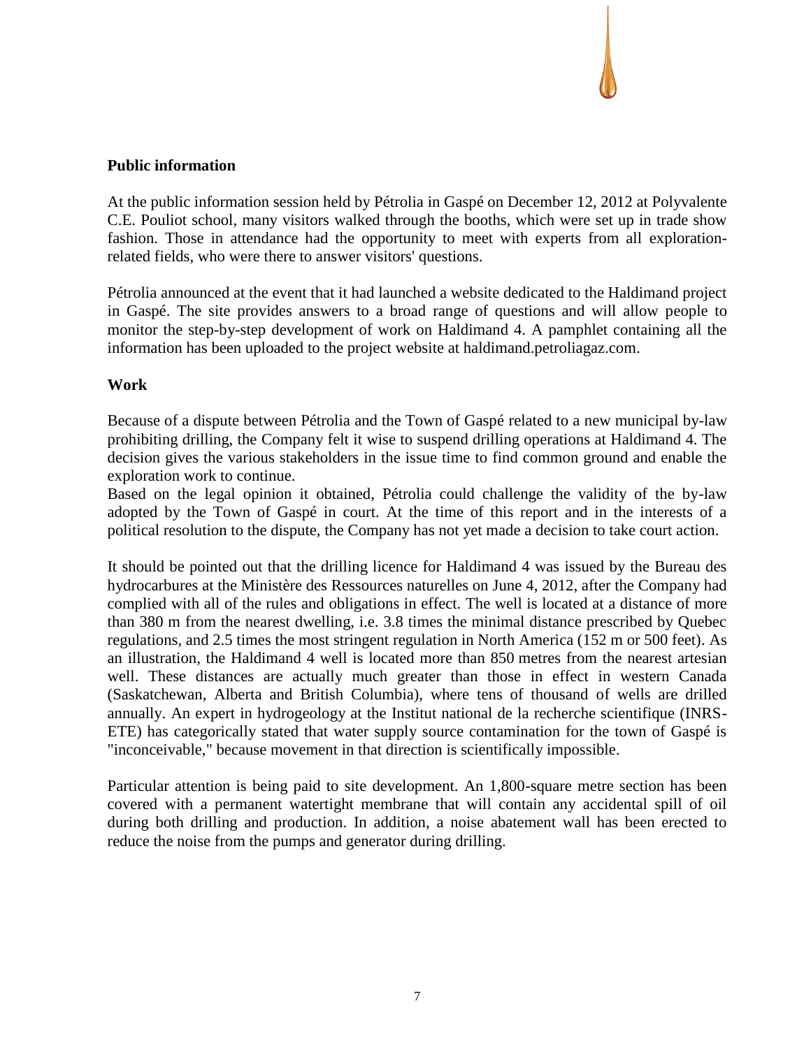## Public information

At the public information session held by Pétrolia in Gaspé on December 12, 2012 at Polyvalente C.E. Pouliot school, many visitors walked through the booths, which were set up in trade show fashion. Those in attendance had the opportunity to meet with experts from all exploration-related fields, who were there to answer visitors' questions.

Pétrolia announced at the event that it had launched a website dedicated to the Haldimand project in Gaspé. The site provides answers to a broad range of questions and will allow people to monitor the step-by-step development of work on Haldimand 4. A pamphlet containing all the information has been uploaded to the project website at haldimand.petroliagaz.com.

## Work

Because of a dispute between Pétrolia and the Town of Gaspé related to a new municipal by-law prohibiting drilling, the Company felt it wise to suspend drilling operations at Haldimand 4. The decision gives the various stakeholders in the issue time to find common ground and enable the exploration work to continue.

Based on the legal opinion it obtained, Pétrolia could challenge the validity of the by-law adopted by the Town of Gaspé in court. At the time of this report and in the interests of a political resolution to the dispute, the Company has not yet made a decision to take court action.

It should be pointed out that the drilling licence for Haldimand 4 was issued by the Bureau des hydrocarbures at the Ministère des Ressources naturelles on June 4, 2012, after the Company had complied with all of the rules and obligations in effect. The well is located at a distance of more than 380 m from the nearest dwelling, i.e. 3.8 times the minimal distance prescribed by Quebec regulations, and 2.5 times the most stringent regulation in North America (152 m or 500 feet). As an illustration, the Haldimand 4 well is located more than 850 metres from the nearest artesian well. These distances are actually much greater than those in effect in western Canada (Saskatchewan, Alberta and British Columbia), where tens of thousand of wells are drilled annually. An expert in hydrogeology at the Institut national de la recherche scientifique (INRS-ETE) has categorically stated that water supply source contamination for the town of Gaspé is "inconceivable," because movement in that direction is scientifically impossible.

Particular attention is being paid to site development. An 1,800-square metre section has been covered with a permanent watertight membrane that will contain any accidental spill of oil during both drilling and production. In addition, a noise abatement wall has been erected to reduce the noise from the pumps and generator during drilling.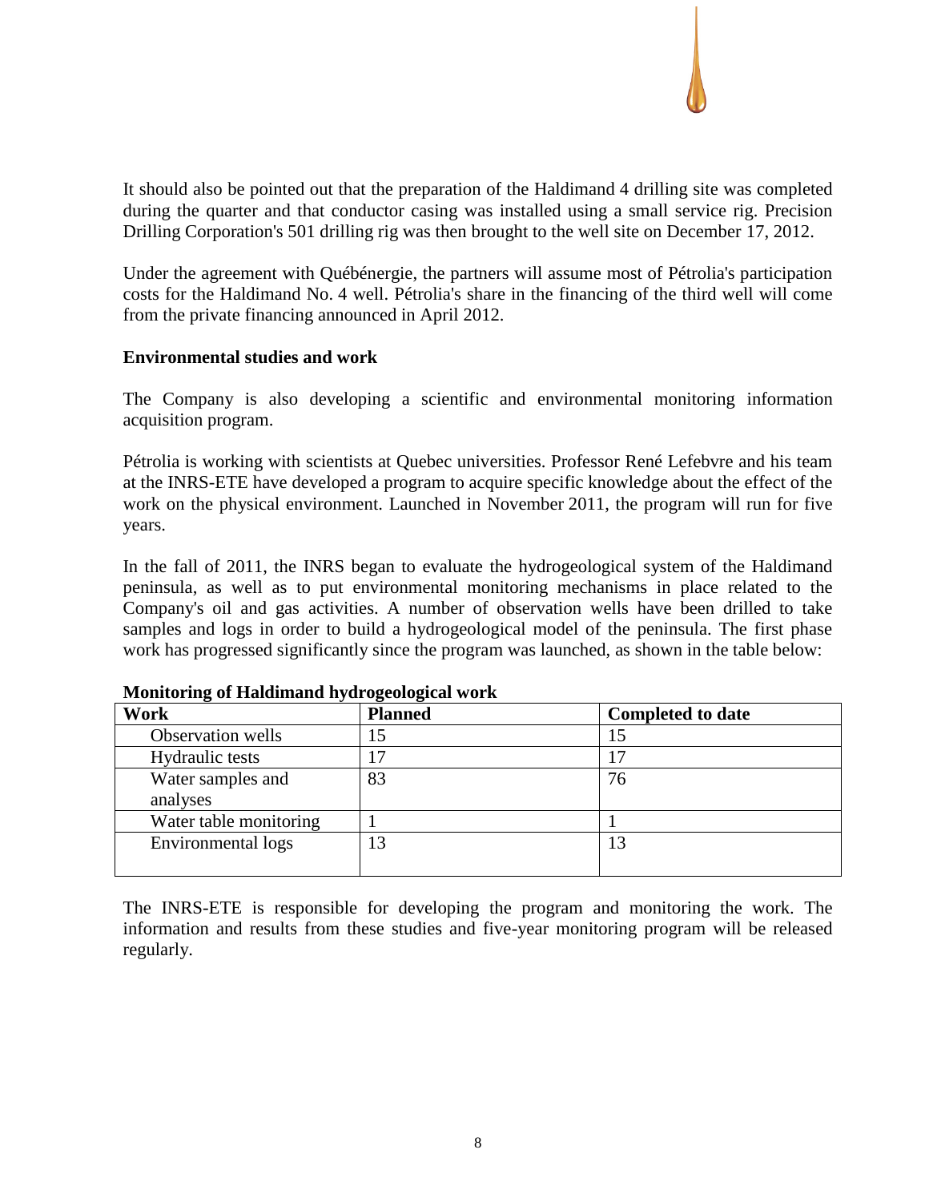It should also be pointed out that the preparation of the Haldimand 4 drilling site was completed during the quarter and that conductor casing was installed using a small service rig. Precision Drilling Corporation's 501 drilling rig was then brought to the well site on December 17, 2012.

Under the agreement with Québénergie, the partners will assume most of Pétrolia's participation costs for the Haldimand No. 4 well. Pétrolia's share in the financing of the third well will come from the private financing announced in April 2012.

**Environmental studies and work**

The Company is also developing a scientific and environmental monitoring information acquisition program.

Pétrolia is working with scientists at Quebec universities. Professor René Lefebvre and his team at the INRS-ETE have developed a program to acquire specific knowledge about the effect of the work on the physical environment. Launched in November 2011, the program will run for five years.

In the fall of 2011, the INRS began to evaluate the hydrogeological system of the Haldimand peninsula, as well as to put environmental monitoring mechanisms in place related to the Company's oil and gas activities. A number of observation wells have been drilled to take samples and logs in order to build a hydrogeological model of the peninsula. The first phase work has progressed significantly since the program was launched, as shown in the table below:

**Monitoring of Haldimand hydrogeological work**

| Work | Planned | Completed to date |
|---|---|---|
| Observation wells | 15 | 15 |
| Hydraulic tests | 17 | 17 |
| Water samples and analyses | 83 | 76 |
| Water table monitoring | 1 | 1 |
| Environmental logs | 13 | 13 |

The INRS-ETE is responsible for developing the program and monitoring the work. The information and results from these studies and five-year monitoring program will be released regularly.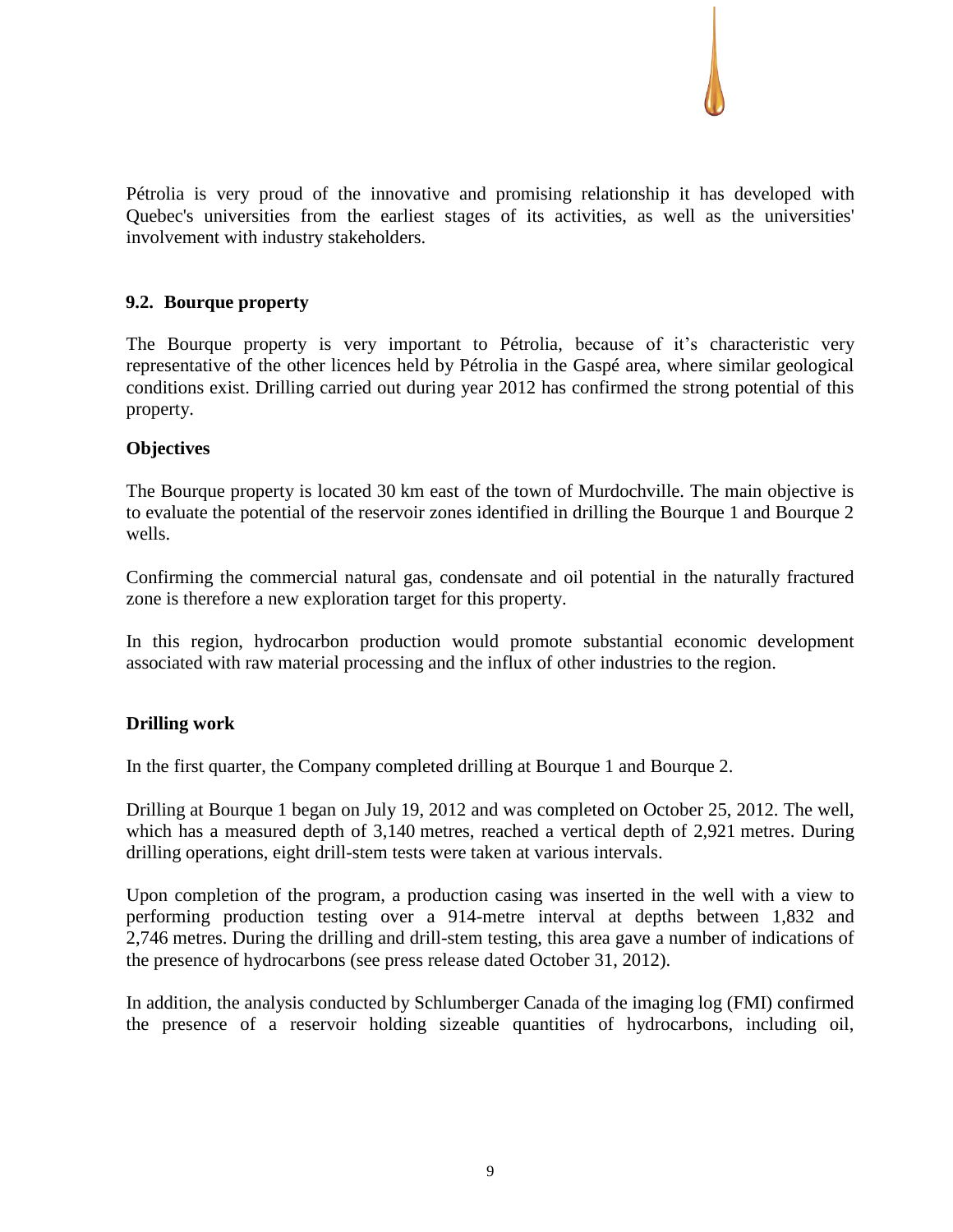Pétrolia is very proud of the innovative and promising relationship it has developed with Quebec's universities from the earliest stages of its activities, as well as the universities' involvement with industry stakeholders.

## 9.2. Bourque property

The Bourque property is very important to Pétrolia, because of it's characteristic very representative of the other licences held by Pétrolia in the Gaspé area, where similar geological conditions exist. Drilling carried out during year 2012 has confirmed the strong potential of this property.

### Objectives

The Bourque property is located 30 km east of the town of Murdochville. The main objective is to evaluate the potential of the reservoir zones identified in drilling the Bourque 1 and Bourque 2 wells.

Confirming the commercial natural gas, condensate and oil potential in the naturally fractured zone is therefore a new exploration target for this property.

In this region, hydrocarbon production would promote substantial economic development associated with raw material processing and the influx of other industries to the region.

### Drilling work

In the first quarter, the Company completed drilling at Bourque 1 and Bourque 2.

Drilling at Bourque 1 began on July 19, 2012 and was completed on October 25, 2012. The well, which has a measured depth of 3,140 metres, reached a vertical depth of 2,921 metres. During drilling operations, eight drill-stem tests were taken at various intervals.

Upon completion of the program, a production casing was inserted in the well with a view to performing production testing over a 914-metre interval at depths between 1,832 and 2,746 metres. During the drilling and drill-stem testing, this area gave a number of indications of the presence of hydrocarbons (see press release dated October 31, 2012).

In addition, the analysis conducted by Schlumberger Canada of the imaging log (FMI) confirmed the presence of a reservoir holding sizeable quantities of hydrocarbons, including oil,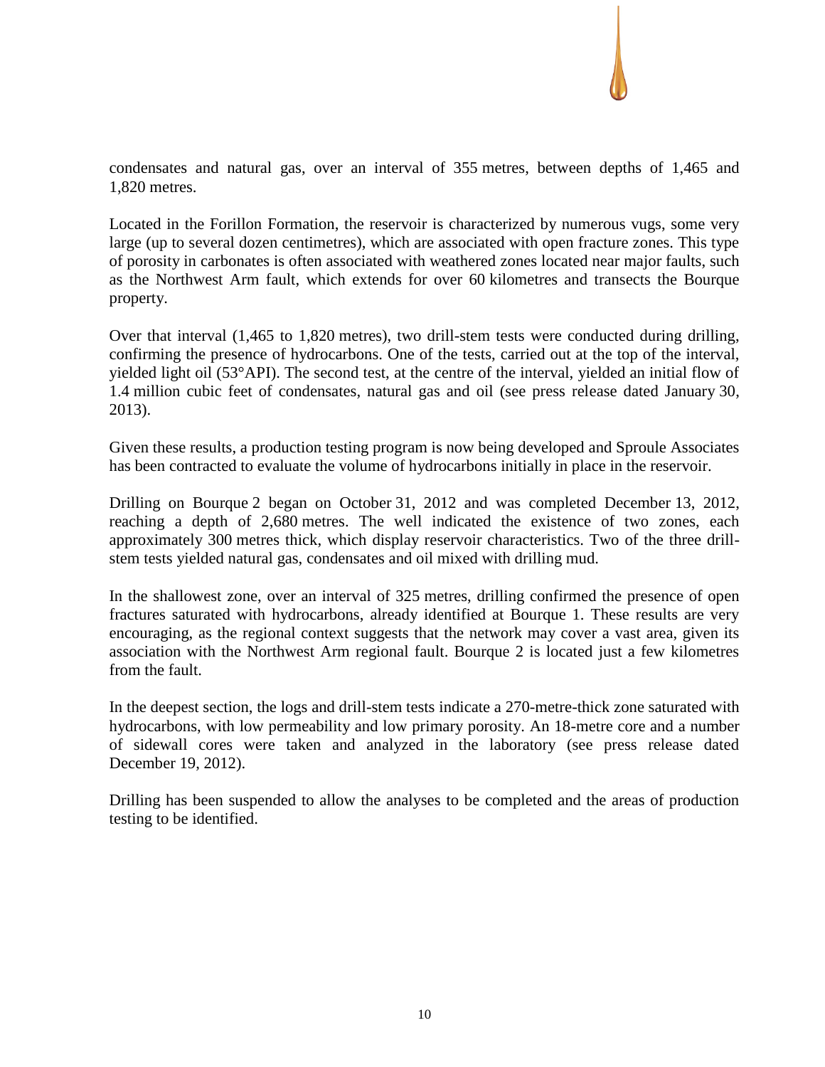condensates and natural gas, over an interval of 355 metres, between depths of 1,465 and 1,820 metres.

Located in the Forillon Formation, the reservoir is characterized by numerous vugs, some very large (up to several dozen centimetres), which are associated with open fracture zones. This type of porosity in carbonates is often associated with weathered zones located near major faults, such as the Northwest Arm fault, which extends for over 60 kilometres and transects the Bourque property.

Over that interval (1,465 to 1,820 metres), two drill-stem tests were conducted during drilling, confirming the presence of hydrocarbons. One of the tests, carried out at the top of the interval, yielded light oil (53°API). The second test, at the centre of the interval, yielded an initial flow of 1.4 million cubic feet of condensates, natural gas and oil (see press release dated January 30, 2013).

Given these results, a production testing program is now being developed and Sproule Associates has been contracted to evaluate the volume of hydrocarbons initially in place in the reservoir.

Drilling on Bourque 2 began on October 31, 2012 and was completed December 13, 2012, reaching a depth of 2,680 metres. The well indicated the existence of two zones, each approximately 300 metres thick, which display reservoir characteristics. Two of the three drill-stem tests yielded natural gas, condensates and oil mixed with drilling mud.

In the shallowest zone, over an interval of 325 metres, drilling confirmed the presence of open fractures saturated with hydrocarbons, already identified at Bourque 1. These results are very encouraging, as the regional context suggests that the network may cover a vast area, given its association with the Northwest Arm regional fault. Bourque 2 is located just a few kilometres from the fault.

In the deepest section, the logs and drill-stem tests indicate a 270-metre-thick zone saturated with hydrocarbons, with low permeability and low primary porosity. An 18-metre core and a number of sidewall cores were taken and analyzed in the laboratory (see press release dated December 19, 2012).

Drilling has been suspended to allow the analyses to be completed and the areas of production testing to be identified.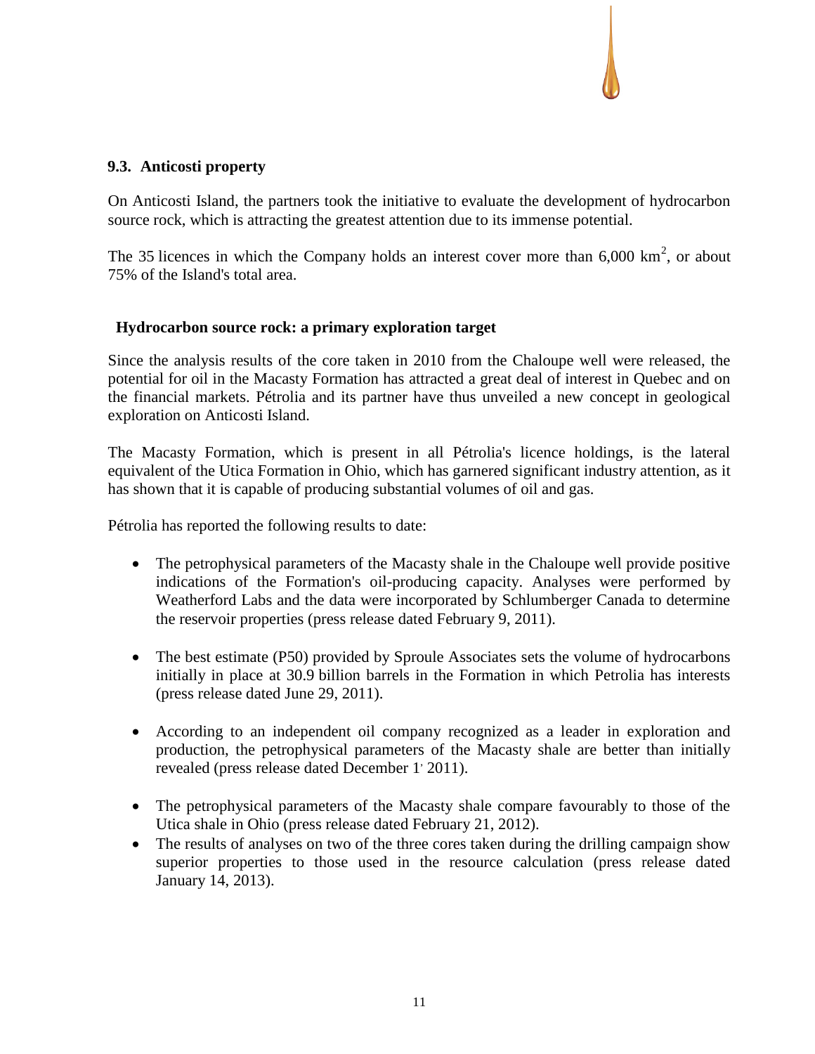## 9.3. Anticosti property

On Anticosti Island, the partners took the initiative to evaluate the development of hydrocarbon source rock, which is attracting the greatest attention due to its immense potential.

The 35 licences in which the Company holds an interest cover more than 6,000 km$^2$, or about 75% of the Island's total area.

### Hydrocarbon source rock: a primary exploration target

Since the analysis results of the core taken in 2010 from the Chaloupe well were released, the potential for oil in the Macasty Formation has attracted a great deal of interest in Quebec and on the financial markets. Pétrolia and its partner have thus unveiled a new concept in geological exploration on Anticosti Island.

The Macasty Formation, which is present in all Pétrolia's licence holdings, is the lateral equivalent of the Utica Formation in Ohio, which has garnered significant industry attention, as it has shown that it is capable of producing substantial volumes of oil and gas.

Pétrolia has reported the following results to date:

- The petrophysical parameters of the Macasty shale in the Chaloupe well provide positive indications of the Formation's oil-producing capacity. Analyses were performed by Weatherford Labs and the data were incorporated by Schlumberger Canada to determine the reservoir properties (press release dated February 9, 2011).
- The best estimate (P50) provided by Sproule Associates sets the volume of hydrocarbons initially in place at 30.9 billion barrels in the Formation in which Petrolia has interests (press release dated June 29, 2011).
- According to an independent oil company recognized as a leader in exploration and production, the petrophysical parameters of the Macasty shale are better than initially revealed (press release dated December 1, 2011).
- The petrophysical parameters of the Macasty shale compare favourably to those of the Utica shale in Ohio (press release dated February 21, 2012).
- The results of analyses on two of the three cores taken during the drilling campaign show superior properties to those used in the resource calculation (press release dated January 14, 2013).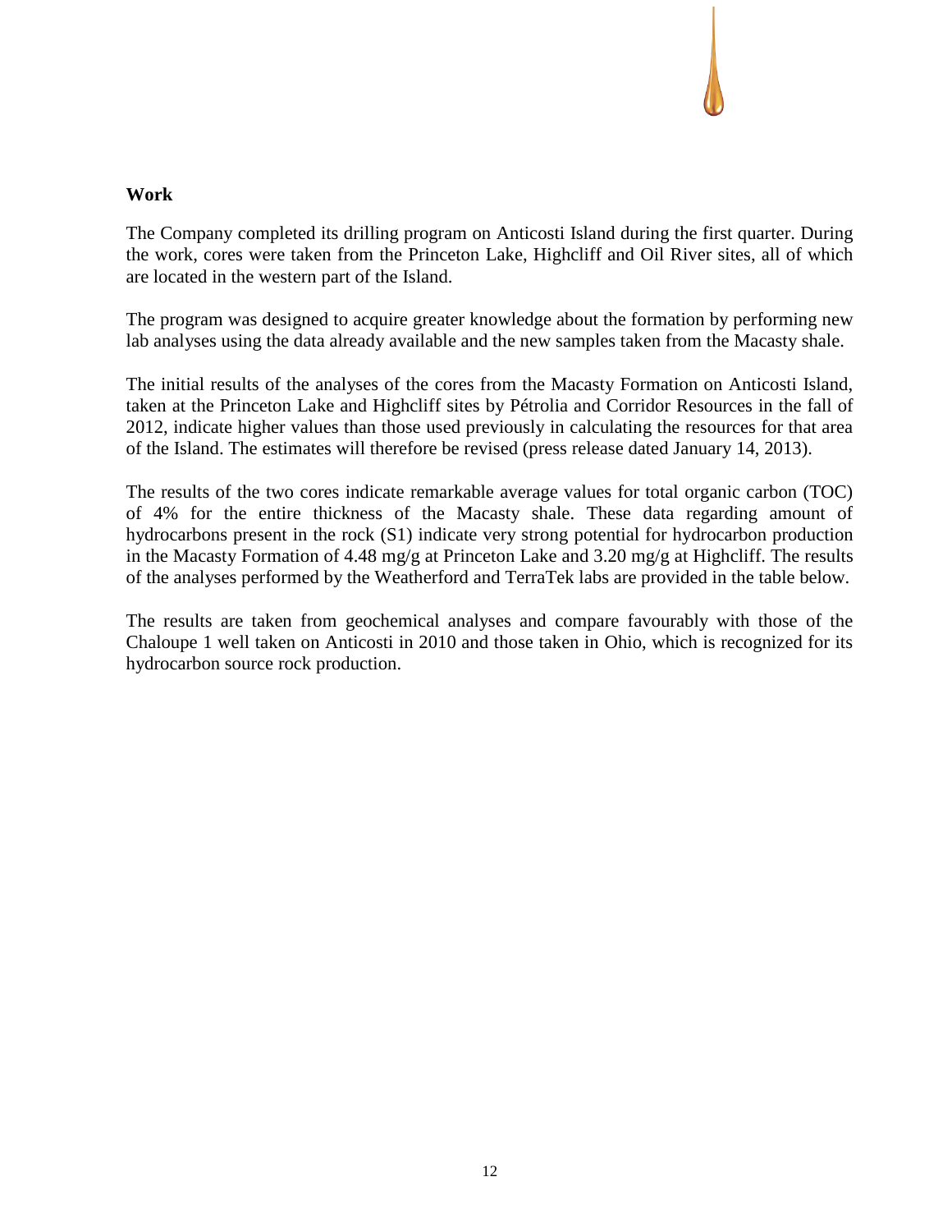## Work

The Company completed its drilling program on Anticosti Island during the first quarter. During the work, cores were taken from the Princeton Lake, Highcliff and Oil River sites, all of which are located in the western part of the Island.

The program was designed to acquire greater knowledge about the formation by performing new lab analyses using the data already available and the new samples taken from the Macasty shale.

The initial results of the analyses of the cores from the Macasty Formation on Anticosti Island, taken at the Princeton Lake and Highcliff sites by Pétrolia and Corridor Resources in the fall of 2012, indicate higher values than those used previously in calculating the resources for that area of the Island. The estimates will therefore be revised (press release dated January 14, 2013).

The results of the two cores indicate remarkable average values for total organic carbon (TOC) of 4% for the entire thickness of the Macasty shale. These data regarding amount of hydrocarbons present in the rock (S1) indicate very strong potential for hydrocarbon production in the Macasty Formation of 4.48 mg/g at Princeton Lake and 3.20 mg/g at Highcliff. The results of the analyses performed by the Weatherford and TerraTek labs are provided in the table below.

The results are taken from geochemical analyses and compare favourably with those of the Chaloupe 1 well taken on Anticosti in 2010 and those taken in Ohio, which is recognized for its hydrocarbon source rock production.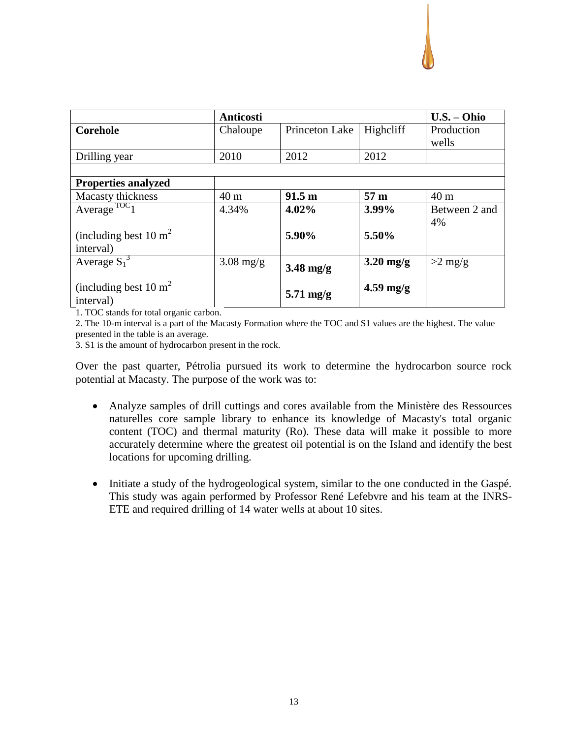|  | **Anticosti** |  |  | **U.S. – Ohio** |
|---|---|---|---|---|
| **Corehole** | Chaloupe | Princeton Lake | Highcliff | Production wells |
| Drilling year | 2010 | 2012 | 2012 |  |
|  |  |  |  |  |
| **Properties analyzed** |  |  |  |  |
| Macasty thickness | 40 m | **91.5 m** | **57 m** | 40 m |
| Average TOC[1] | 4.34% | **4.02%** | **3.99%** | Between 2 and 4% |
| (including best 10 m[2] interval) |  | **5.90%** | **5.50%** |  |
| Average $S_1$[3] | 3.08 mg/g | **3.48 mg/g** | **3.20 mg/g** | >2 mg/g |
| (including best 10 m[2] interval) |  | **5.71 mg/g** | **4.59 mg/g** |  |

1. TOC stands for total organic carbon.

2. The 10-m interval is a part of the Macasty Formation where the TOC and S1 values are the highest. The value presented in the table is an average.

3. S1 is the amount of hydrocarbon present in the rock.

Over the past quarter, Pétrolia pursued its work to determine the hydrocarbon source rock potential at Macasty. The purpose of the work was to:

- Analyze samples of drill cuttings and cores available from the Ministère des Ressources naturelles core sample library to enhance its knowledge of Macasty's total organic content (TOC) and thermal maturity (Ro). These data will make it possible to more accurately determine where the greatest oil potential is on the Island and identify the best locations for upcoming drilling.

- Initiate a study of the hydrogeological system, similar to the one conducted in the Gaspé. This study was again performed by Professor René Lefebvre and his team at the INRS-ETE and required drilling of 14 water wells at about 10 sites.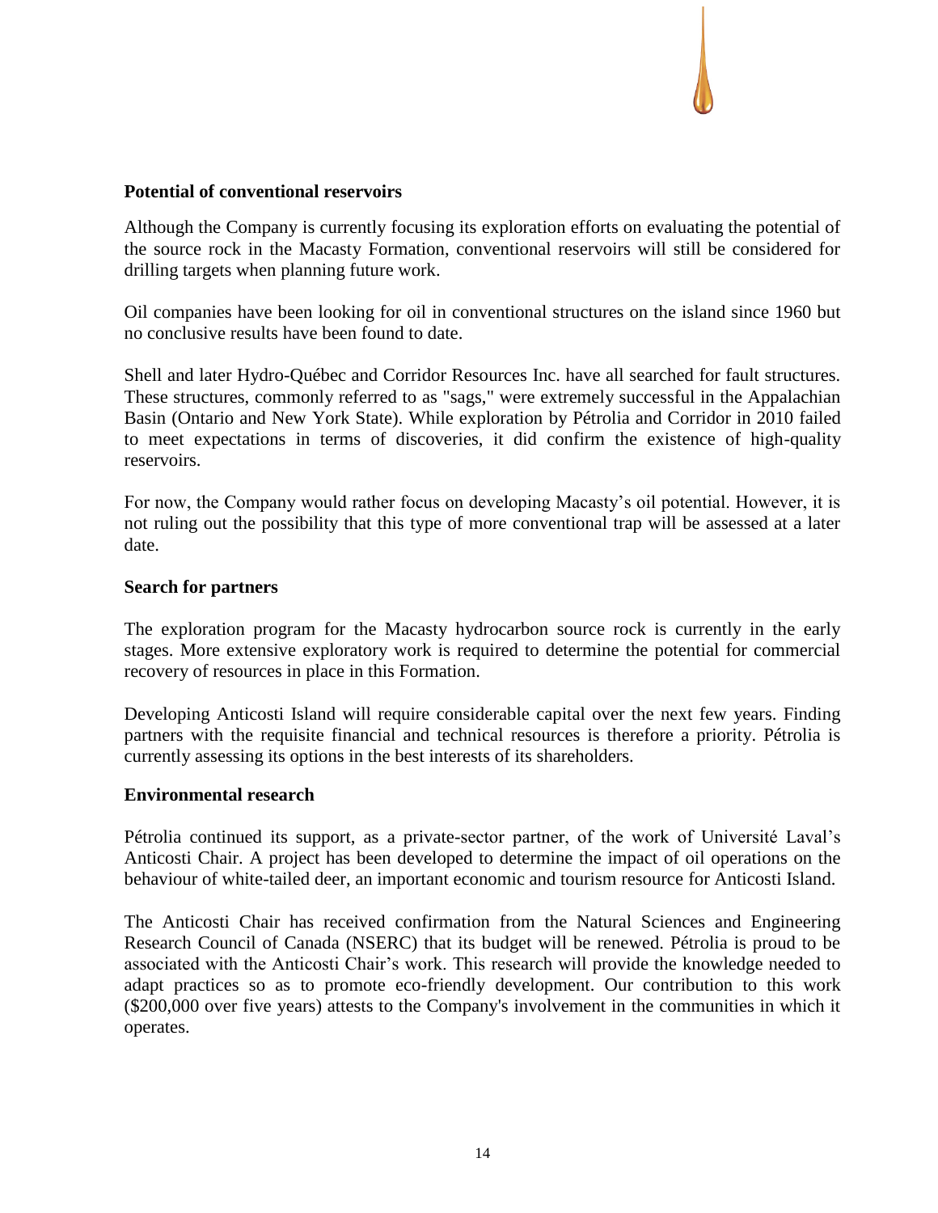## Potential of conventional reservoirs

Although the Company is currently focusing its exploration efforts on evaluating the potential of the source rock in the Macasty Formation, conventional reservoirs will still be considered for drilling targets when planning future work.

Oil companies have been looking for oil in conventional structures on the island since 1960 but no conclusive results have been found to date.

Shell and later Hydro-Québec and Corridor Resources Inc. have all searched for fault structures. These structures, commonly referred to as "sags," were extremely successful in the Appalachian Basin (Ontario and New York State). While exploration by Pétrolia and Corridor in 2010 failed to meet expectations in terms of discoveries, it did confirm the existence of high-quality reservoirs.

For now, the Company would rather focus on developing Macasty's oil potential. However, it is not ruling out the possibility that this type of more conventional trap will be assessed at a later date.

## Search for partners

The exploration program for the Macasty hydrocarbon source rock is currently in the early stages. More extensive exploratory work is required to determine the potential for commercial recovery of resources in place in this Formation.

Developing Anticosti Island will require considerable capital over the next few years. Finding partners with the requisite financial and technical resources is therefore a priority. Pétrolia is currently assessing its options in the best interests of its shareholders.

## Environmental research

Pétrolia continued its support, as a private-sector partner, of the work of Université Laval's Anticosti Chair. A project has been developed to determine the impact of oil operations on the behaviour of white-tailed deer, an important economic and tourism resource for Anticosti Island.

The Anticosti Chair has received confirmation from the Natural Sciences and Engineering Research Council of Canada (NSERC) that its budget will be renewed. Pétrolia is proud to be associated with the Anticosti Chair's work. This research will provide the knowledge needed to adapt practices so as to promote eco-friendly development. Our contribution to this work ($200,000 over five years) attests to the Company's involvement in the communities in which it operates.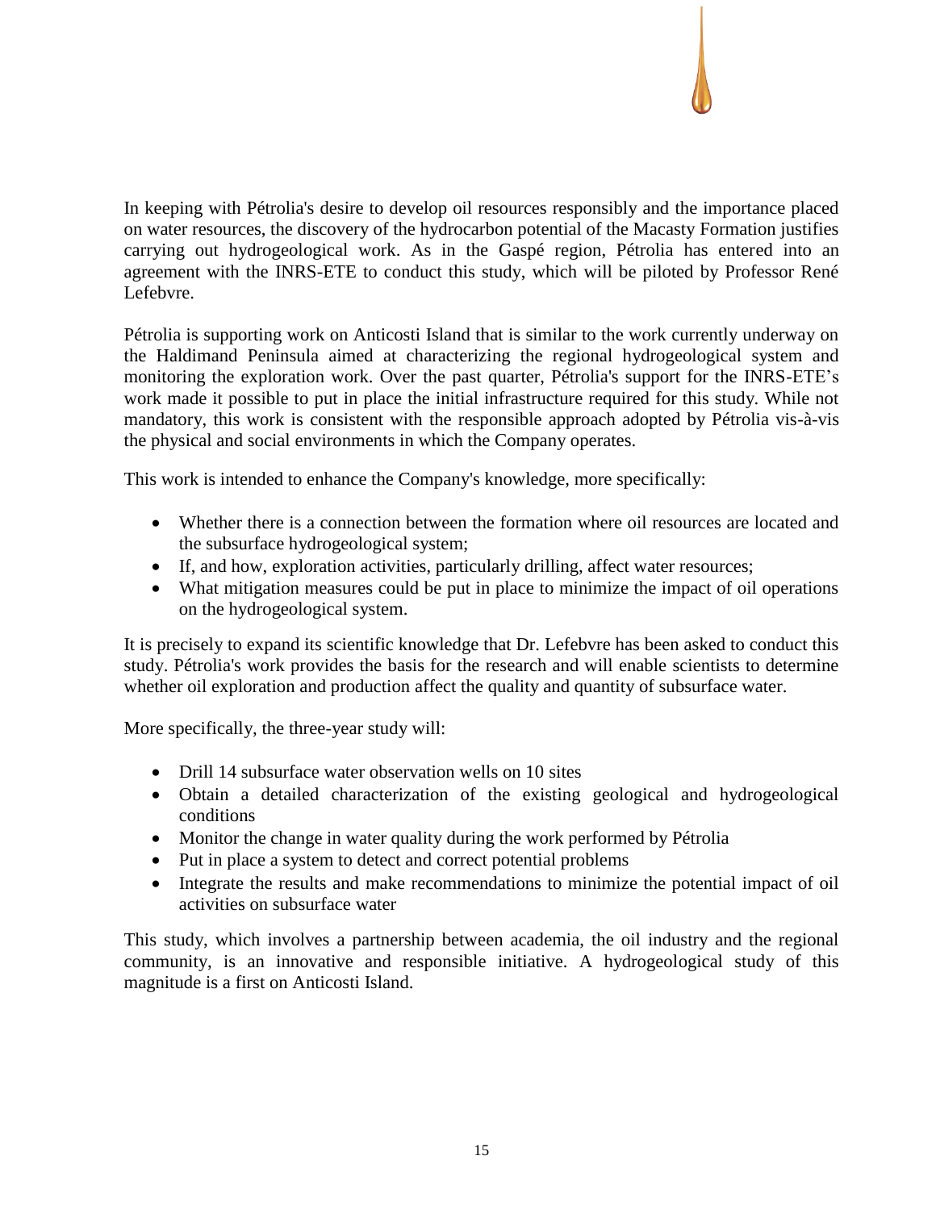In keeping with Pétrolia's desire to develop oil resources responsibly and the importance placed on water resources, the discovery of the hydrocarbon potential of the Macasty Formation justifies carrying out hydrogeological work. As in the Gaspé region, Pétrolia has entered into an agreement with the INRS-ETE to conduct this study, which will be piloted by Professor René Lefebvre.

Pétrolia is supporting work on Anticosti Island that is similar to the work currently underway on the Haldimand Peninsula aimed at characterizing the regional hydrogeological system and monitoring the exploration work. Over the past quarter, Pétrolia's support for the INRS-ETE's work made it possible to put in place the initial infrastructure required for this study. While not mandatory, this work is consistent with the responsible approach adopted by Pétrolia vis-à-vis the physical and social environments in which the Company operates.

This work is intended to enhance the Company's knowledge, more specifically:

- Whether there is a connection between the formation where oil resources are located and the subsurface hydrogeological system;
- If, and how, exploration activities, particularly drilling, affect water resources;
- What mitigation measures could be put in place to minimize the impact of oil operations on the hydrogeological system.

It is precisely to expand its scientific knowledge that Dr. Lefebvre has been asked to conduct this study. Pétrolia's work provides the basis for the research and will enable scientists to determine whether oil exploration and production affect the quality and quantity of subsurface water.

More specifically, the three-year study will:

- Drill 14 subsurface water observation wells on 10 sites
- Obtain a detailed characterization of the existing geological and hydrogeological conditions
- Monitor the change in water quality during the work performed by Pétrolia
- Put in place a system to detect and correct potential problems
- Integrate the results and make recommendations to minimize the potential impact of oil activities on subsurface water

This study, which involves a partnership between academia, the oil industry and the regional community, is an innovative and responsible initiative. A hydrogeological study of this magnitude is a first on Anticosti Island.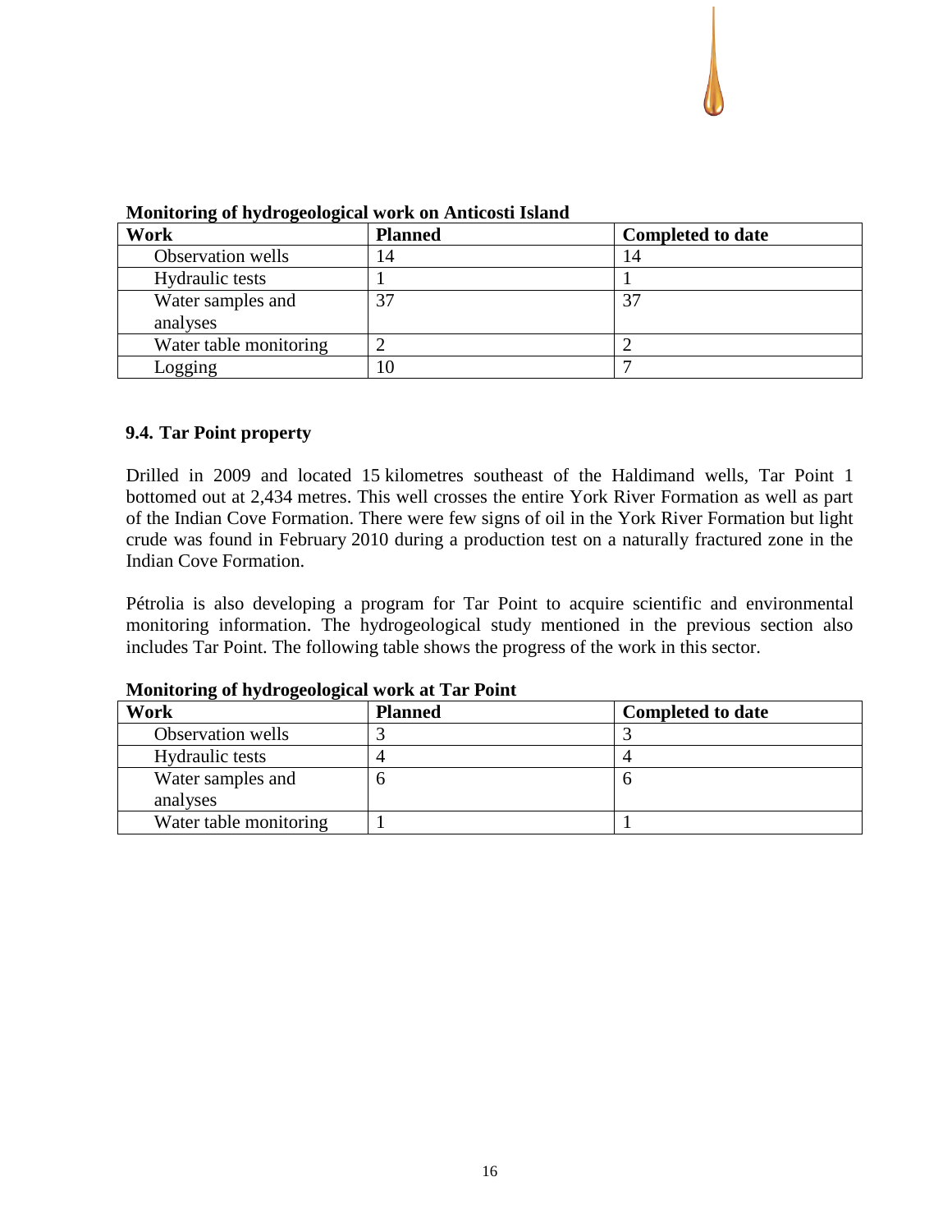**Monitoring of hydrogeological work on Anticosti Island**

| Work | Planned | Completed to date |
| --- | --- | --- |
| Observation wells | 14 | 14 |
| Hydraulic tests | 1 | 1 |
| Water samples and analyses | 37 | 37 |
| Water table monitoring | 2 | 2 |
| Logging | 10 | 7 |

### 9.4. Tar Point property

Drilled in 2009 and located 15 kilometres southeast of the Haldimand wells, Tar Point 1 bottomed out at 2,434 metres. This well crosses the entire York River Formation as well as part of the Indian Cove Formation. There were few signs of oil in the York River Formation but light crude was found in February 2010 during a production test on a naturally fractured zone in the Indian Cove Formation.

Pétrolia is also developing a program for Tar Point to acquire scientific and environmental monitoring information. The hydrogeological study mentioned in the previous section also includes Tar Point. The following table shows the progress of the work in this sector.

**Monitoring of hydrogeological work at Tar Point**

| Work | Planned | Completed to date |
| --- | --- | --- |
| Observation wells | 3 | 3 |
| Hydraulic tests | 4 | 4 |
| Water samples and analyses | 6 | 6 |
| Water table monitoring | 1 | 1 |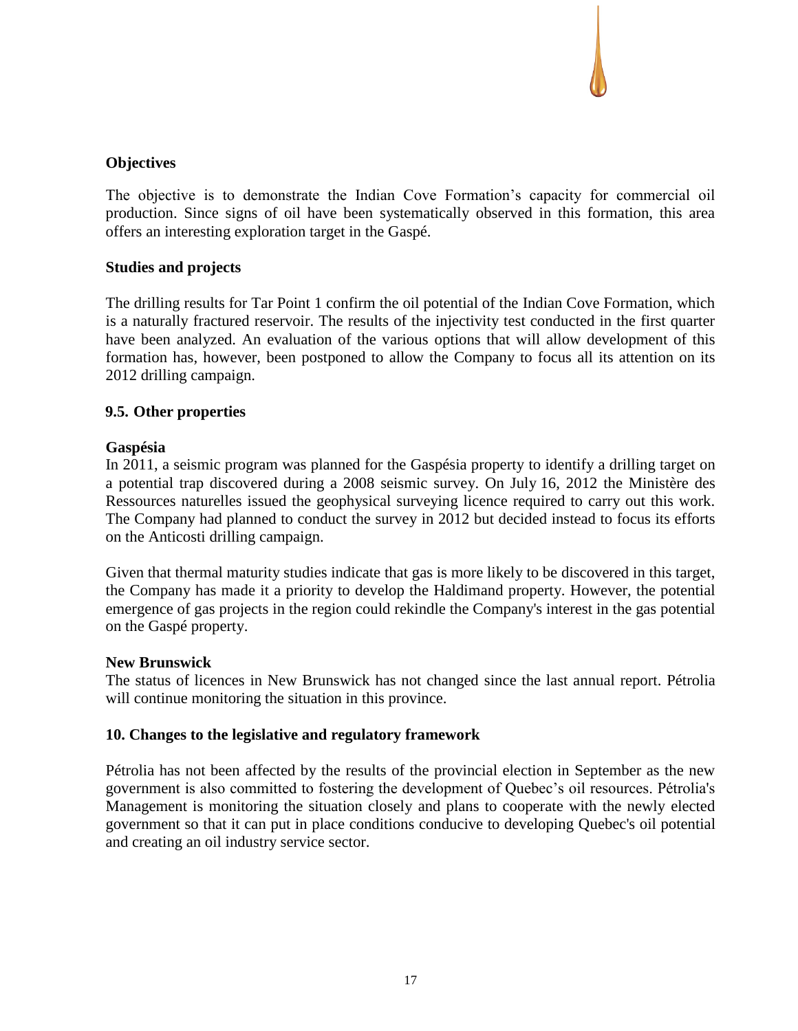**Objectives**

The objective is to demonstrate the Indian Cove Formation's capacity for commercial oil production. Since signs of oil have been systematically observed in this formation, this area offers an interesting exploration target in the Gaspé.

**Studies and projects**

The drilling results for Tar Point 1 confirm the oil potential of the Indian Cove Formation, which is a naturally fractured reservoir. The results of the injectivity test conducted in the first quarter have been analyzed. An evaluation of the various options that will allow development of this formation has, however, been postponed to allow the Company to focus all its attention on its 2012 drilling campaign.

## 9.5. Other properties

**Gaspésia**

In 2011, a seismic program was planned for the Gaspésia property to identify a drilling target on a potential trap discovered during a 2008 seismic survey. On July 16, 2012 the Ministère des Ressources naturelles issued the geophysical surveying licence required to carry out this work. The Company had planned to conduct the survey in 2012 but decided instead to focus its efforts on the Anticosti drilling campaign.

Given that thermal maturity studies indicate that gas is more likely to be discovered in this target, the Company has made it a priority to develop the Haldimand property. However, the potential emergence of gas projects in the region could rekindle the Company's interest in the gas potential on the Gaspé property.

**New Brunswick**

The status of licences in New Brunswick has not changed since the last annual report. Pétrolia will continue monitoring the situation in this province.

## 10. Changes to the legislative and regulatory framework

Pétrolia has not been affected by the results of the provincial election in September as the new government is also committed to fostering the development of Quebec's oil resources. Pétrolia's Management is monitoring the situation closely and plans to cooperate with the newly elected government so that it can put in place conditions conducive to developing Quebec's oil potential and creating an oil industry service sector.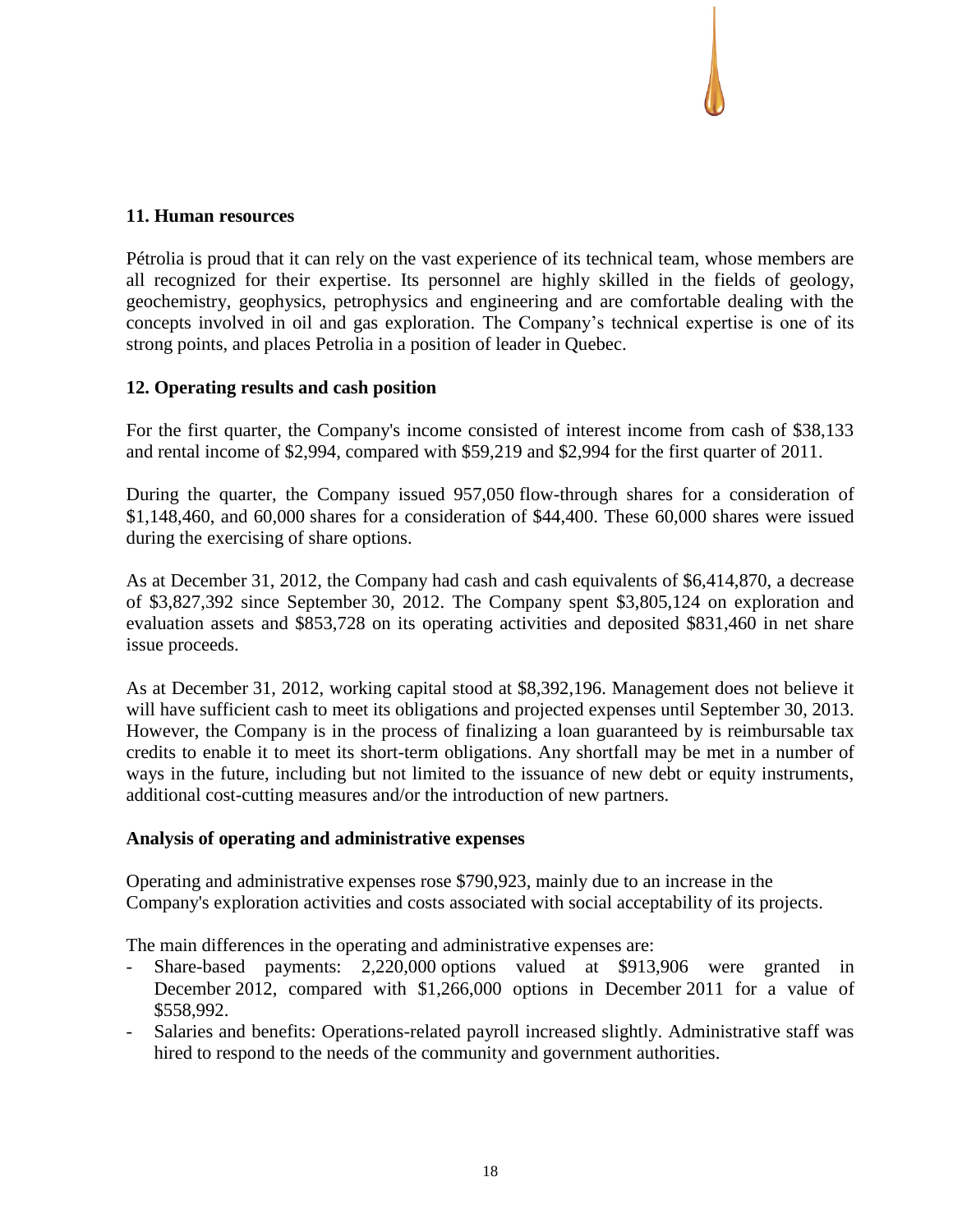## 11. Human resources

Pétrolia is proud that it can rely on the vast experience of its technical team, whose members are all recognized for their expertise. Its personnel are highly skilled in the fields of geology, geochemistry, geophysics, petrophysics and engineering and are comfortable dealing with the concepts involved in oil and gas exploration. The Company's technical expertise is one of its strong points, and places Petrolia in a position of leader in Quebec.

## 12. Operating results and cash position

For the first quarter, the Company's income consisted of interest income from cash of $38,133 and rental income of $2,994, compared with $59,219 and $2,994 for the first quarter of 2011.

During the quarter, the Company issued 957,050 flow-through shares for a consideration of $1,148,460, and 60,000 shares for a consideration of $44,400. These 60,000 shares were issued during the exercising of share options.

As at December 31, 2012, the Company had cash and cash equivalents of $6,414,870, a decrease of $3,827,392 since September 30, 2012. The Company spent $3,805,124 on exploration and evaluation assets and $853,728 on its operating activities and deposited $831,460 in net share issue proceeds.

As at December 31, 2012, working capital stood at $8,392,196. Management does not believe it will have sufficient cash to meet its obligations and projected expenses until September 30, 2013. However, the Company is in the process of finalizing a loan guaranteed by is reimbursable tax credits to enable it to meet its short-term obligations. Any shortfall may be met in a number of ways in the future, including but not limited to the issuance of new debt or equity instruments, additional cost-cutting measures and/or the introduction of new partners.

### Analysis of operating and administrative expenses

Operating and administrative expenses rose $790,923, mainly due to an increase in the Company's exploration activities and costs associated with social acceptability of its projects.

The main differences in the operating and administrative expenses are:

- Share-based payments: 2,220,000 options valued at $913,906 were granted in December 2012, compared with $1,266,000 options in December 2011 for a value of $558,992.
- Salaries and benefits: Operations-related payroll increased slightly. Administrative staff was hired to respond to the needs of the community and government authorities.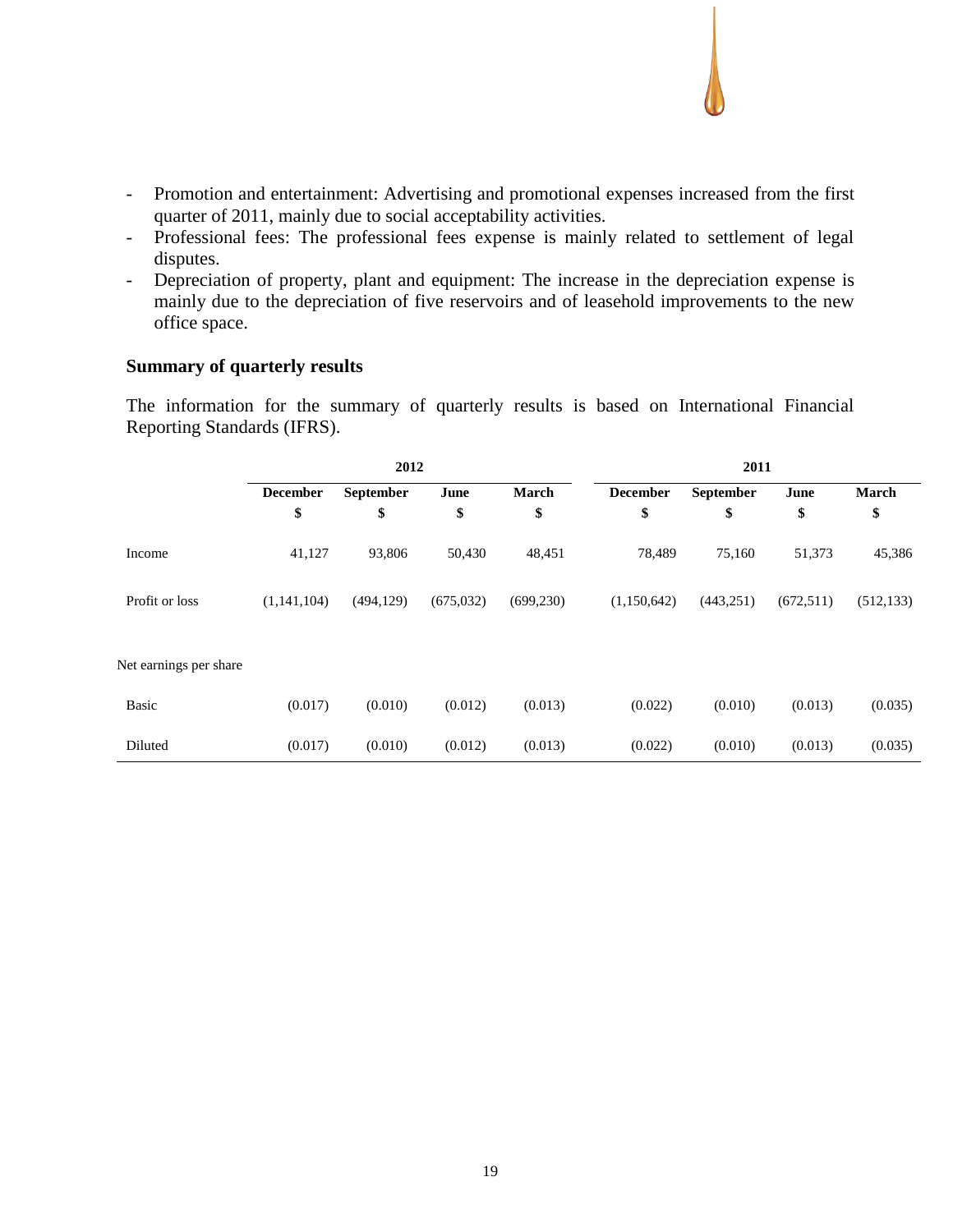- Promotion and entertainment: Advertising and promotional expenses increased from the first quarter of 2011, mainly due to social acceptability activities.
- Professional fees: The professional fees expense is mainly related to settlement of legal disputes.
- Depreciation of property, plant and equipment: The increase in the depreciation expense is mainly due to the depreciation of five reservoirs and of leasehold improvements to the new office space.

### Summary of quarterly results

The information for the summary of quarterly results is based on International Financial Reporting Standards (IFRS).

| | 2012 | | | | 2011 | | | |
|---|---|---|---|---|---|---|---|---|
| | December | September | June | March | December | September | June | March |
| | $ | $ | $ | $ | $ | $ | $ | $ |
| Income | 41,127 | 93,806 | 50,430 | 48,451 | 78,489 | 75,160 | 51,373 | 45,386 |
| Profit or loss | (1,141,104) | (494,129) | (675,032) | (699,230) | (1,150,642) | (443,251) | (672,511) | (512,133) |
| Net earnings per share | | | | | | | | |
| Basic | (0.017) | (0.010) | (0.012) | (0.013) | (0.022) | (0.010) | (0.013) | (0.035) |
| Diluted | (0.017) | (0.010) | (0.012) | (0.013) | (0.022) | (0.010) | (0.013) | (0.035) |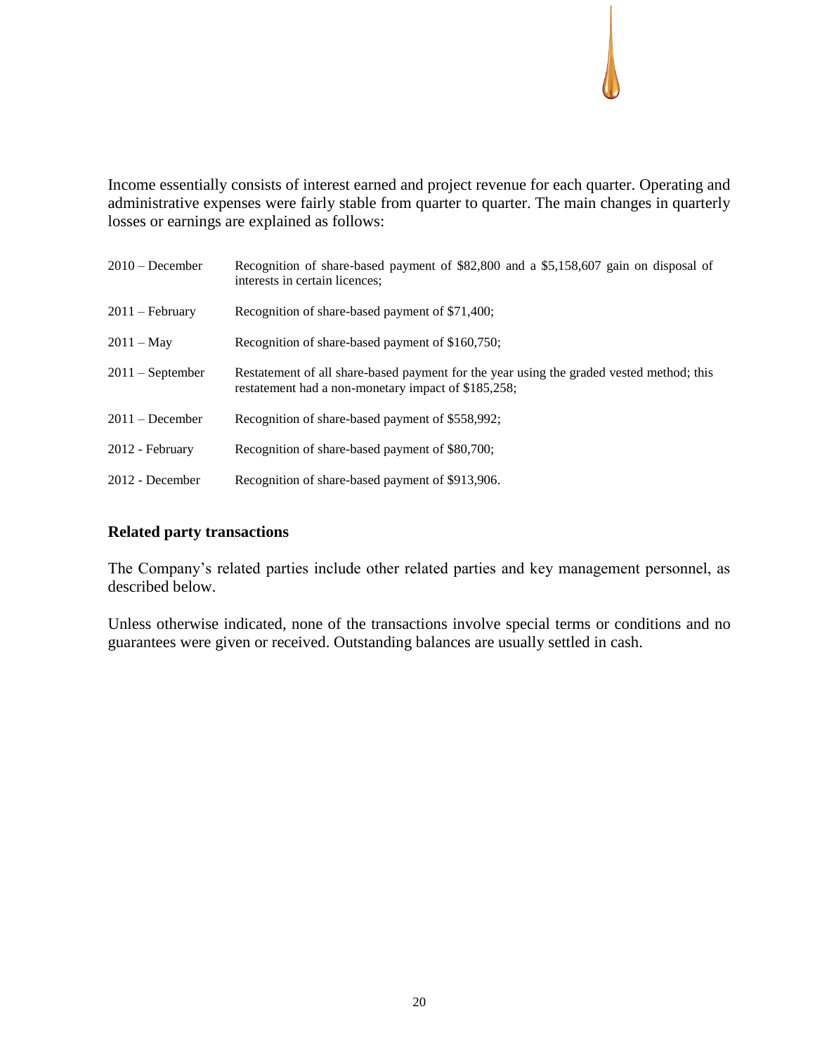Income essentially consists of interest earned and project revenue for each quarter. Operating and administrative expenses were fairly stable from quarter to quarter. The main changes in quarterly losses or earnings are explained as follows:

| | |
|---|---|
| 2010 – December | Recognition of share-based payment of $82,800 and a $5,158,607 gain on disposal of interests in certain licences; |
| 2011 – February | Recognition of share-based payment of $71,400; |
| 2011 – May | Recognition of share-based payment of $160,750; |
| 2011 – September | Restatement of all share-based payment for the year using the graded vested method; this restatement had a non-monetary impact of $185,258; |
| 2011 – December | Recognition of share-based payment of $558,992; |
| 2012 - February | Recognition of share-based payment of $80,700; |
| 2012 - December | Recognition of share-based payment of $913,906. |

**Related party transactions**

The Company's related parties include other related parties and key management personnel, as described below.

Unless otherwise indicated, none of the transactions involve special terms or conditions and no guarantees were given or received. Outstanding balances are usually settled in cash.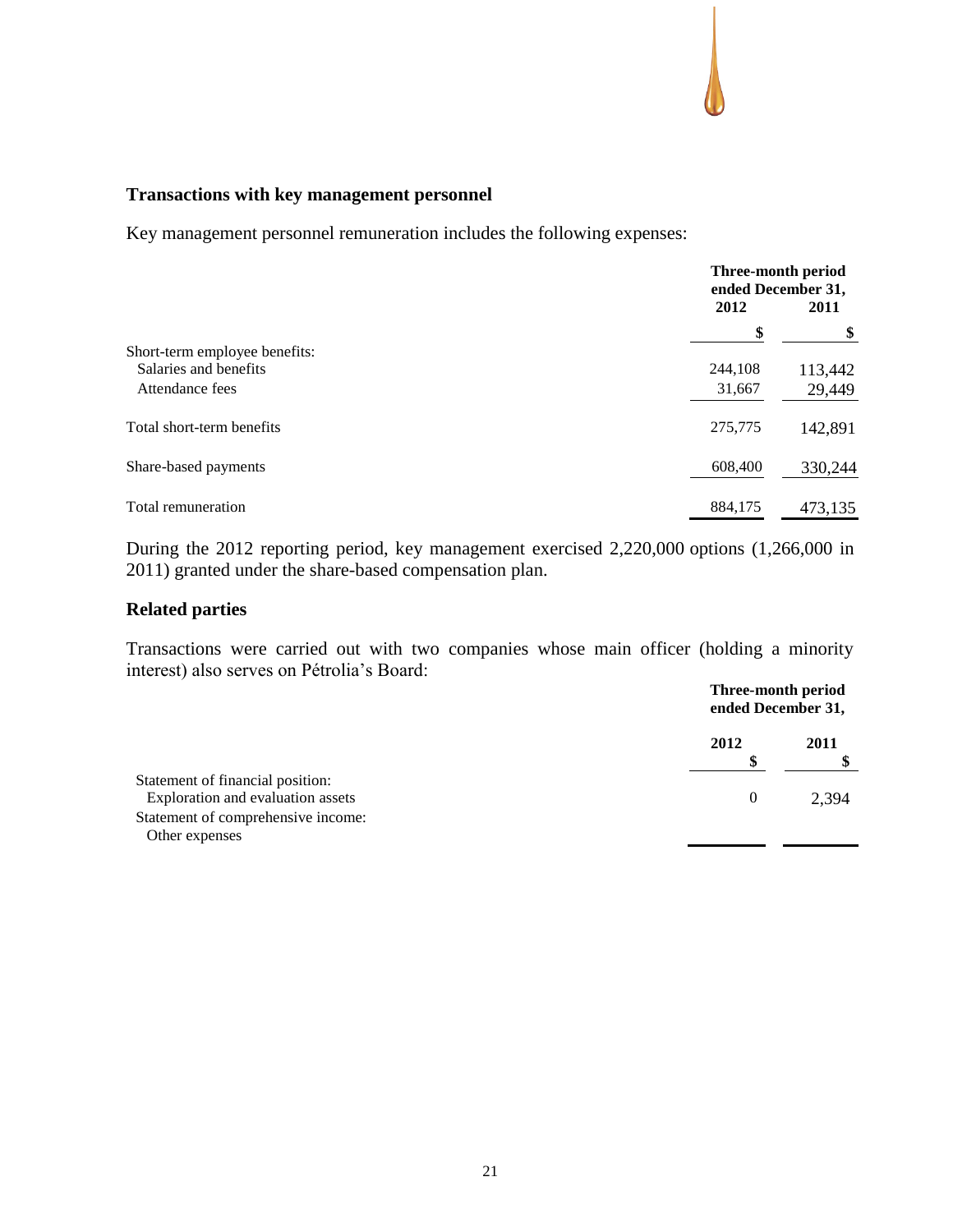### Transactions with key management personnel

Key management personnel remuneration includes the following expenses:

| | Three-month period ended December 31, | |
|---|---|---|
| | 2012 | 2011 |
| | $ | $ |
| Short-term employee benefits: | | |
| Salaries and benefits | 244,108 | 113,442 |
| Attendance fees | 31,667 | 29,449 |
| Total short-term benefits | 275,775 | 142,891 |
| Share-based payments | 608,400 | 330,244 |
| Total remuneration | 884,175 | 473,135 |

During the 2012 reporting period, key management exercised 2,220,000 options (1,266,000 in 2011) granted under the share-based compensation plan.

### Related parties

Transactions were carried out with two companies whose main officer (holding a minority interest) also serves on Pétrolia's Board:

| | Three-month period ended December 31, | |
|---|---|---|
| | 2012 | 2011 |
| | $ | $ |
| Statement of financial position: | | |
| Exploration and evaluation assets | 0 | 2,394 |
| Statement of comprehensive income: | | |
| Other expenses | | |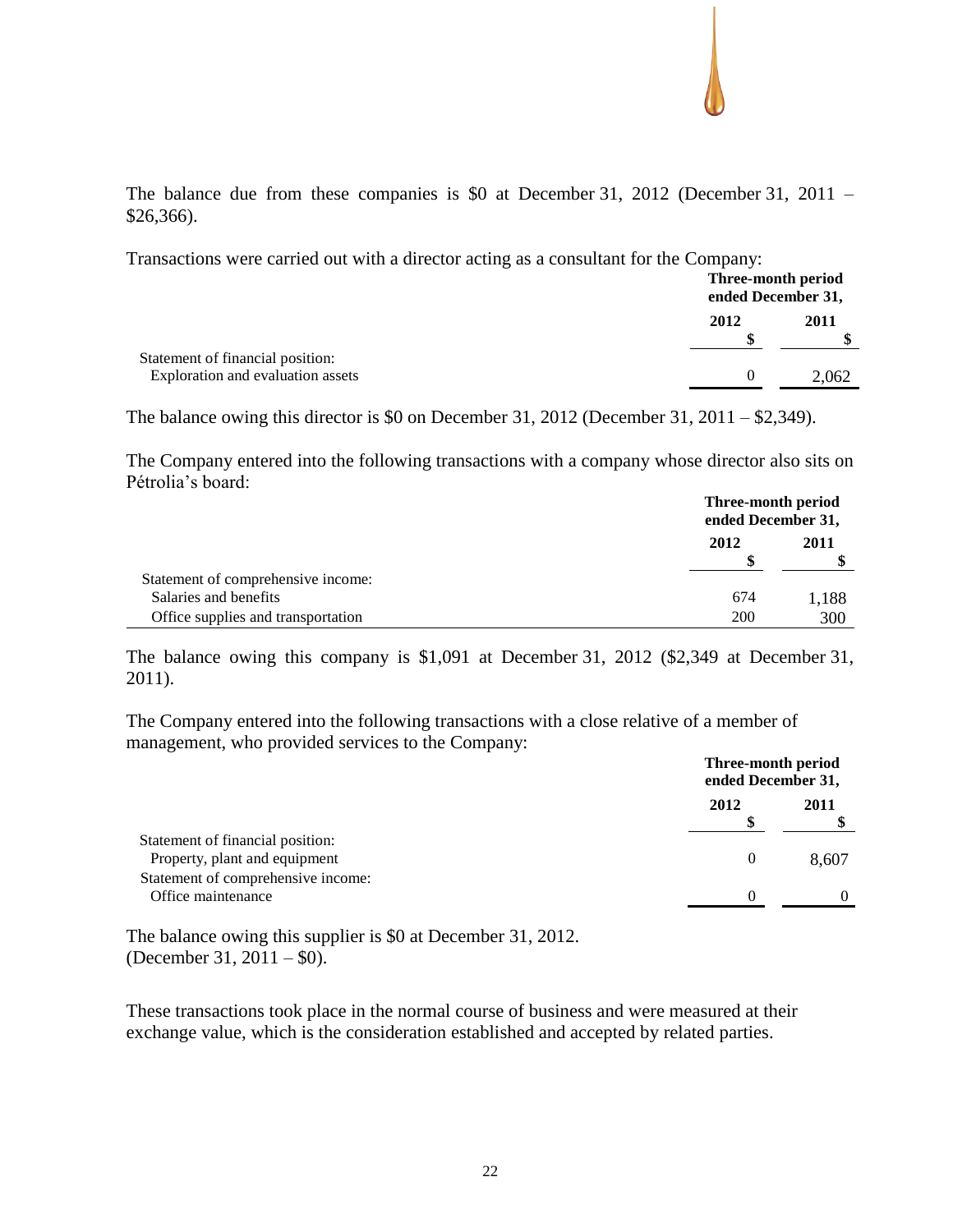The balance due from these companies is $0 at December 31, 2012 (December 31, 2011 – $26,366).

Transactions were carried out with a director acting as a consultant for the Company:

| | Three-month period ended December 31, | |
|---|---|---|
| | 2012 | 2011 |
| | $ | $ |
| Statement of financial position: | | |
| Exploration and evaluation assets | 0 | 2,062 |

The balance owing this director is $0 on December 31, 2012 (December 31, 2011 – $2,349).

The Company entered into the following transactions with a company whose director also sits on Pétrolia's board:

| | Three-month period ended December 31, | |
|---|---|---|
| | 2012 | 2011 |
| | $ | $ |
| Statement of comprehensive income: | | |
| Salaries and benefits | 674 | 1,188 |
| Office supplies and transportation | 200 | 300 |

The balance owing this company is $1,091 at December 31, 2012 ($2,349 at December 31, 2011).

The Company entered into the following transactions with a close relative of a member of management, who provided services to the Company:

| | Three-month period ended December 31, | |
|---|---|---|
| | 2012 | 2011 |
| | $ | $ |
| Statement of financial position: | | |
| Property, plant and equipment | 0 | 8,607 |
| Statement of comprehensive income: | | |
| Office maintenance | 0 | 0 |

The balance owing this supplier is $0 at December 31, 2012.
(December 31, 2011 – $0).

These transactions took place in the normal course of business and were measured at their exchange value, which is the consideration established and accepted by related parties.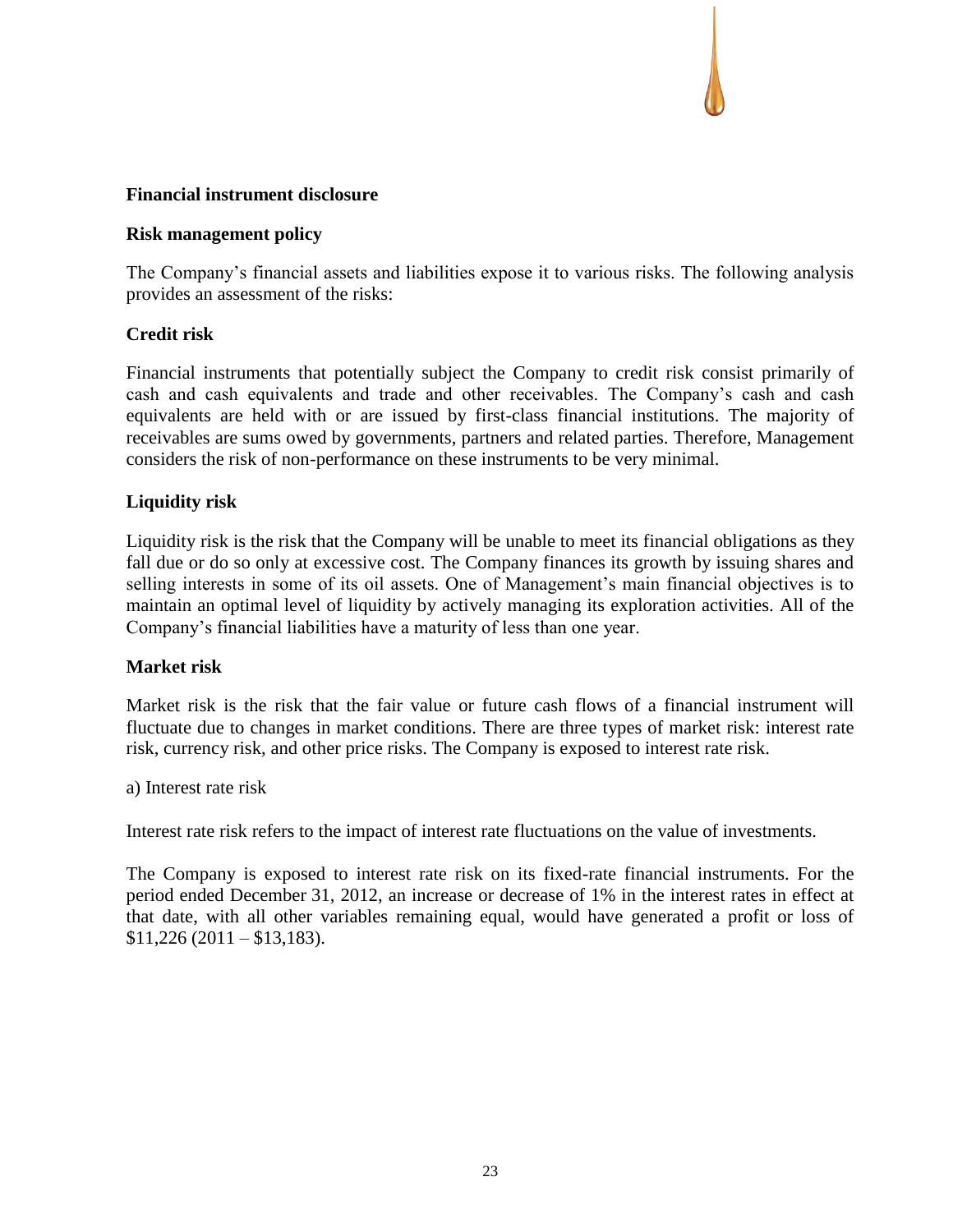## Financial instrument disclosure

### Risk management policy

The Company's financial assets and liabilities expose it to various risks. The following analysis provides an assessment of the risks:

### Credit risk

Financial instruments that potentially subject the Company to credit risk consist primarily of cash and cash equivalents and trade and other receivables. The Company's cash and cash equivalents are held with or are issued by first-class financial institutions. The majority of receivables are sums owed by governments, partners and related parties. Therefore, Management considers the risk of non-performance on these instruments to be very minimal.

### Liquidity risk

Liquidity risk is the risk that the Company will be unable to meet its financial obligations as they fall due or do so only at excessive cost. The Company finances its growth by issuing shares and selling interests in some of its oil assets. One of Management's main financial objectives is to maintain an optimal level of liquidity by actively managing its exploration activities. All of the Company's financial liabilities have a maturity of less than one year.

### Market risk

Market risk is the risk that the fair value or future cash flows of a financial instrument will fluctuate due to changes in market conditions. There are three types of market risk: interest rate risk, currency risk, and other price risks. The Company is exposed to interest rate risk.

a) Interest rate risk

Interest rate risk refers to the impact of interest rate fluctuations on the value of investments.

The Company is exposed to interest rate risk on its fixed-rate financial instruments. For the period ended December 31, 2012, an increase or decrease of 1% in the interest rates in effect at that date, with all other variables remaining equal, would have generated a profit or loss of $11,226 (2011 – $13,183).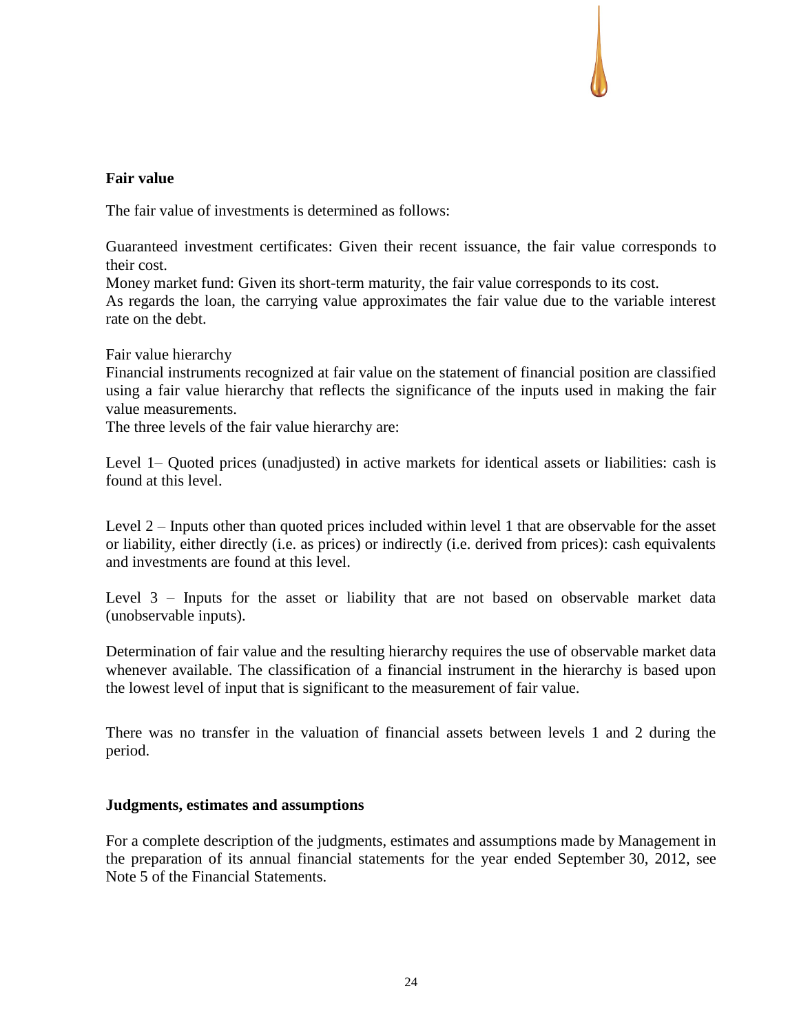## Fair value

The fair value of investments is determined as follows:

Guaranteed investment certificates: Given their recent issuance, the fair value corresponds to their cost.
Money market fund: Given its short-term maturity, the fair value corresponds to its cost.
As regards the loan, the carrying value approximates the fair value due to the variable interest rate on the debt.

Fair value hierarchy
Financial instruments recognized at fair value on the statement of financial position are classified using a fair value hierarchy that reflects the significance of the inputs used in making the fair value measurements.
The three levels of the fair value hierarchy are:

Level 1– Quoted prices (unadjusted) in active markets for identical assets or liabilities: cash is found at this level.

Level 2 – Inputs other than quoted prices included within level 1 that are observable for the asset or liability, either directly (i.e. as prices) or indirectly (i.e. derived from prices): cash equivalents and investments are found at this level.

Level 3 – Inputs for the asset or liability that are not based on observable market data (unobservable inputs).

Determination of fair value and the resulting hierarchy requires the use of observable market data whenever available. The classification of a financial instrument in the hierarchy is based upon the lowest level of input that is significant to the measurement of fair value.

There was no transfer in the valuation of financial assets between levels 1 and 2 during the period.

## Judgments, estimates and assumptions

For a complete description of the judgments, estimates and assumptions made by Management in the preparation of its annual financial statements for the year ended September 30, 2012, see Note 5 of the Financial Statements.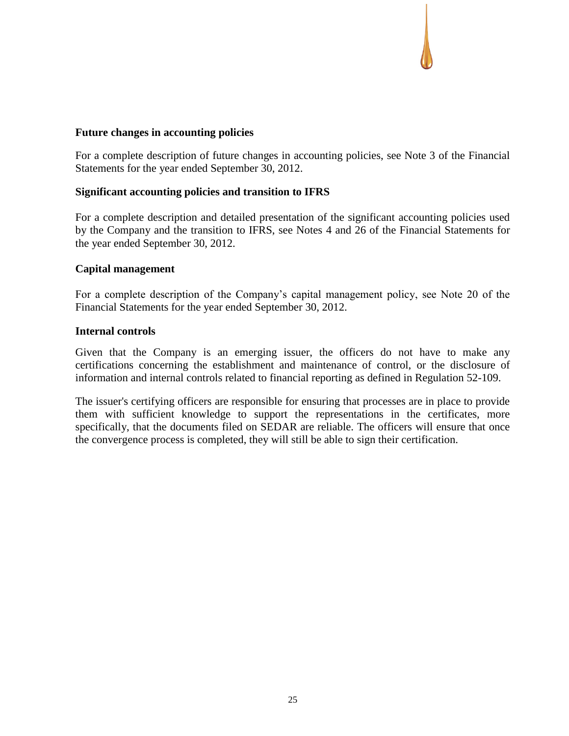### Future changes in accounting policies

For a complete description of future changes in accounting policies, see Note 3 of the Financial Statements for the year ended September 30, 2012.

### Significant accounting policies and transition to IFRS

For a complete description and detailed presentation of the significant accounting policies used by the Company and the transition to IFRS, see Notes 4 and 26 of the Financial Statements for the year ended September 30, 2012.

### Capital management

For a complete description of the Company's capital management policy, see Note 20 of the Financial Statements for the year ended September 30, 2012.

### Internal controls

Given that the Company is an emerging issuer, the officers do not have to make any certifications concerning the establishment and maintenance of control, or the disclosure of information and internal controls related to financial reporting as defined in Regulation 52-109.

The issuer's certifying officers are responsible for ensuring that processes are in place to provide them with sufficient knowledge to support the representations in the certificates, more specifically, that the documents filed on SEDAR are reliable. The officers will ensure that once the convergence process is completed, they will still be able to sign their certification.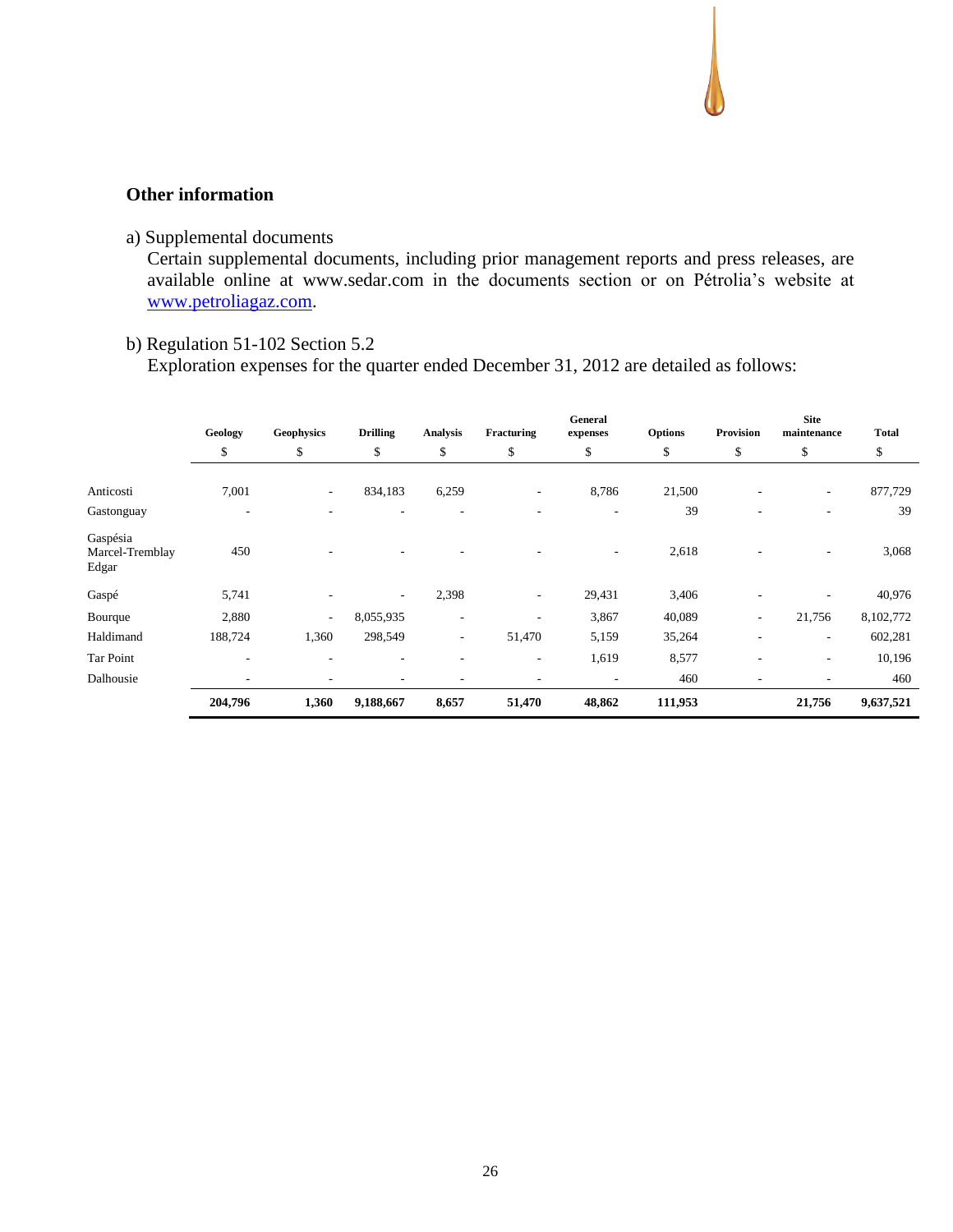## Other information

a) Supplemental documents

Certain supplemental documents, including prior management reports and press releases, are available online at www.sedar.com in the documents section or on Pétrolia's website at [www.petroliagaz.com](www.petroliagaz.com).

b) Regulation 51-102 Section 5.2

Exploration expenses for the quarter ended December 31, 2012 are detailed as follows:

| | Geology | Geophysics | Drilling | Analysis | Fracturing | General expenses | Options | Provision | Site maintenance | Total |
|---|---|---|---|---|---|---|---|---|---|---|
| | $ | $ | $ | $ | $ | $ | $ | $ | $ | $ |
| Anticosti | 7,001 | - | 834,183 | 6,259 | - | 8,786 | 21,500 | - | - | 877,729 |
| Gastonguay | - | - | - | - | - | - | 39 | - | - | 39 |
| Gaspésia Marcel-Tremblay Edgar | 450 | - | - | - | - | - | 2,618 | - | - | 3,068 |
| Gaspé | 5,741 | - | - | 2,398 | - | 29,431 | 3,406 | - | - | 40,976 |
| Bourque | 2,880 | - | 8,055,935 | - | - | 3,867 | 40,089 | - | 21,756 | 8,102,772 |
| Haldimand | 188,724 | 1,360 | 298,549 | - | 51,470 | 5,159 | 35,264 | - | - | 602,281 |
| Tar Point | - | - | - | - | - | 1,619 | 8,577 | - | - | 10,196 |
| Dalhousie | - | - | - | - | - | - | 460 | - | - | 460 |
| | **204,796** | **1,360** | **9,188,667** | **8,657** | **51,470** | **48,862** | **111,953** | | **21,756** | **9,637,521** |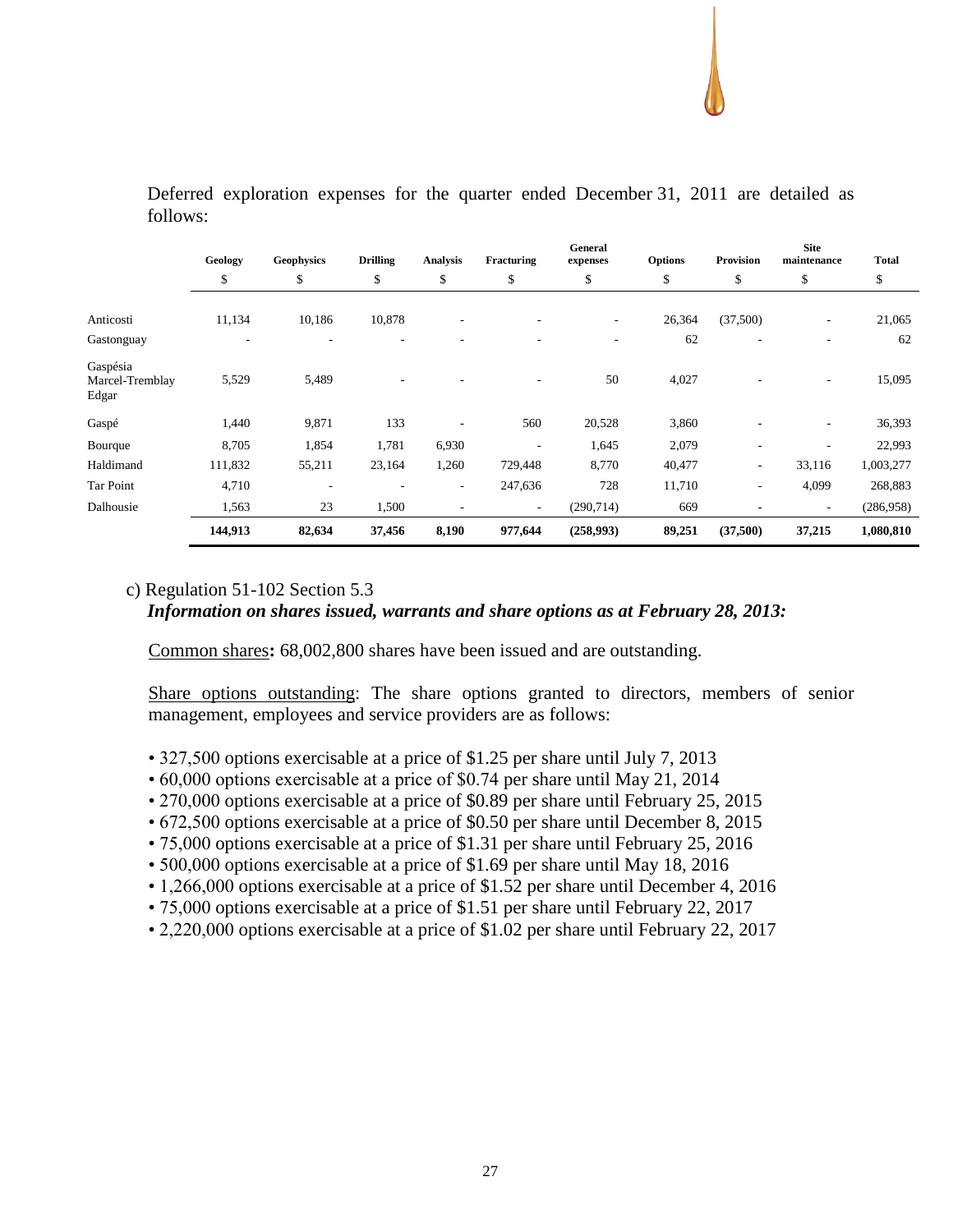Deferred exploration expenses for the quarter ended December 31, 2011 are detailed as follows:

| | Geology | Geophysics | Drilling | Analysis | Fracturing | General expenses | Options | Provision | Site maintenance | Total |
|---|---|---|---|---|---|---|---|---|---|---|
| | $ | $ | $ | $ | $ | $ | $ | $ | $ | $ |
| Anticosti | 11,134 | 10,186 | 10,878 | - | - | - | 26,364 | (37,500) | - | 21,065 |
| Gastonguay | - | - | - | - | - | - | 62 | - | - | 62 |
| Gaspésia Marcel-Tremblay Edgar | 5,529 | 5,489 | - | - | - | 50 | 4,027 | - | - | 15,095 |
| Gaspé | 1,440 | 9,871 | 133 | - | 560 | 20,528 | 3,860 | - | - | 36,393 |
| Bourque | 8,705 | 1,854 | 1,781 | 6,930 | - | 1,645 | 2,079 | - | - | 22,993 |
| Haldimand | 111,832 | 55,211 | 23,164 | 1,260 | 729,448 | 8,770 | 40,477 | - | 33,116 | 1,003,277 |
| Tar Point | 4,710 | - | - | - | 247,636 | 728 | 11,710 | - | 4,099 | 268,883 |
| Dalhousie | 1,563 | 23 | 1,500 | - | - | (290,714) | 669 | - | - | (286,958) |
| | **144,913** | **82,634** | **37,456** | **8,190** | **977,644** | **(258,993)** | **89,251** | **(37,500)** | **37,215** | **1,080,810** |

c) Regulation 51-102 Section 5.3

***Information on shares issued, warrants and share options as at February 28, 2013:***

Common shares**:** 68,002,800 shares have been issued and are outstanding.

Share options outstanding: The share options granted to directors, members of senior management, employees and service providers are as follows:

- 327,500 options exercisable at a price of $1.25 per share until July 7, 2013
- 60,000 options exercisable at a price of $0.74 per share until May 21, 2014
- 270,000 options exercisable at a price of $0.89 per share until February 25, 2015
- 672,500 options exercisable at a price of $0.50 per share until December 8, 2015
- 75,000 options exercisable at a price of $1.31 per share until February 25, 2016
- 500,000 options exercisable at a price of $1.69 per share until May 18, 2016
- 1,266,000 options exercisable at a price of $1.52 per share until December 4, 2016
- 75,000 options exercisable at a price of $1.51 per share until February 22, 2017
- 2,220,000 options exercisable at a price of $1.02 per share until February 22, 2017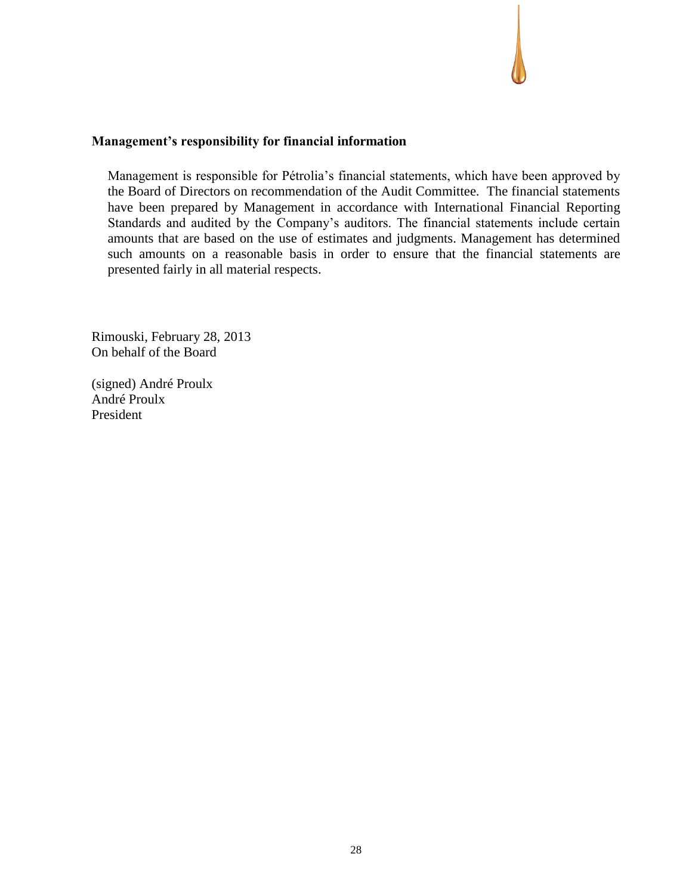**Management's responsibility for financial information**

Management is responsible for Pétrolia's financial statements, which have been approved by the Board of Directors on recommendation of the Audit Committee. The financial statements have been prepared by Management in accordance with International Financial Reporting Standards and audited by the Company's auditors. The financial statements include certain amounts that are based on the use of estimates and judgments. Management has determined such amounts on a reasonable basis in order to ensure that the financial statements are presented fairly in all material respects.

Rimouski, February 28, 2013
On behalf of the Board

(signed) André Proulx
André Proulx
President